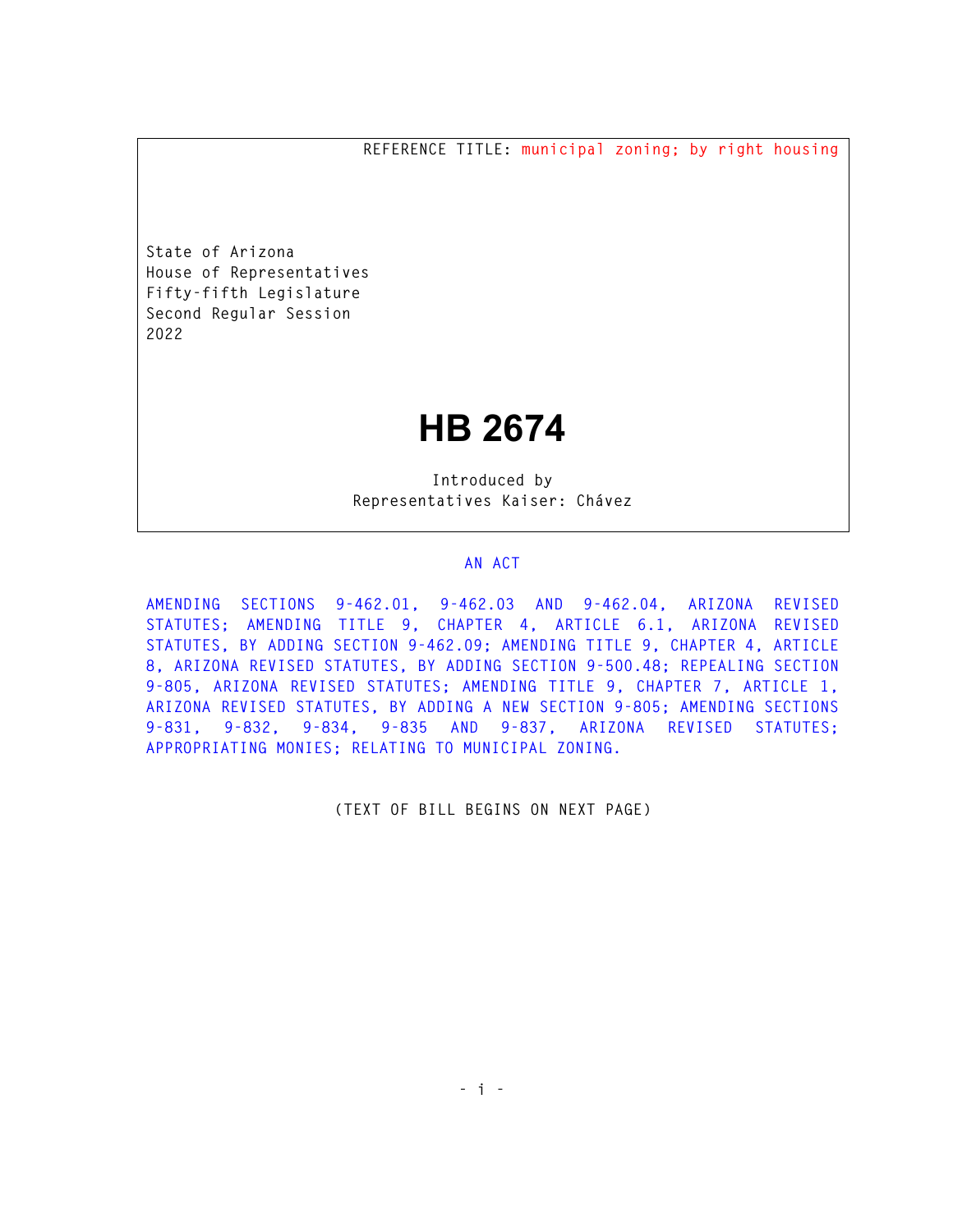REFERENCE TITLE: municipal zoning; by right housing

State of Arizona
House of Representatives
Fifty-fifth Legislature
Second Regular Session
2022

# HB 2674

Introduced by
Representatives Kaiser: Chávez

## AN ACT

AMENDING SECTIONS 9-462.01, 9-462.03 AND 9-462.04, ARIZONA REVISED STATUTES; AMENDING TITLE 9, CHAPTER 4, ARTICLE 6.1, ARIZONA REVISED STATUTES, BY ADDING SECTION 9-462.09; AMENDING TITLE 9, CHAPTER 4, ARTICLE 8, ARIZONA REVISED STATUTES, BY ADDING SECTION 9-500.48; REPEALING SECTION 9-805, ARIZONA REVISED STATUTES; AMENDING TITLE 9, CHAPTER 7, ARTICLE 1, ARIZONA REVISED STATUTES, BY ADDING A NEW SECTION 9-805; AMENDING SECTIONS 9-831, 9-832, 9-834, 9-835 AND 9-837, ARIZONA REVISED STATUTES; APPROPRIATING MONIES; RELATING TO MUNICIPAL ZONING.

(TEXT OF BILL BEGINS ON NEXT PAGE)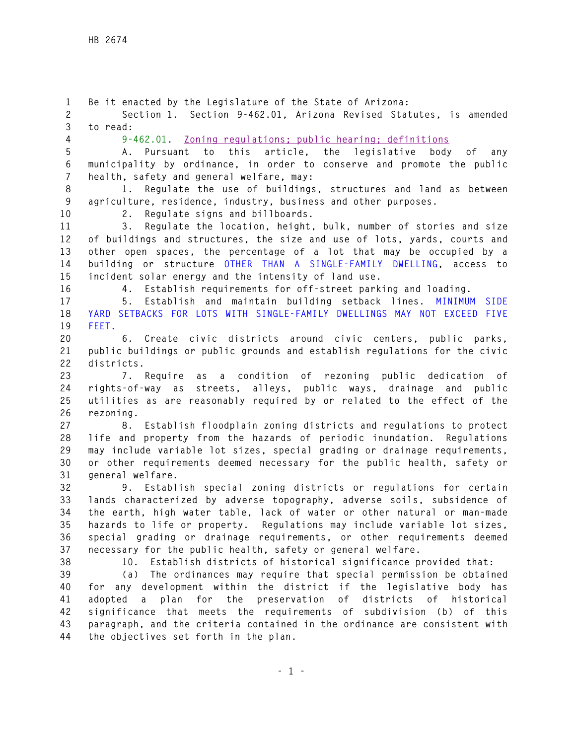Be it enacted by the Legislature of the State of Arizona:

Section 1. Section 9-462.01, Arizona Revised Statutes, is amended to read:

9-462.01. Zoning regulations; public hearing; definitions

A. Pursuant to this article, the legislative body of any municipality by ordinance, in order to conserve and promote the public health, safety and general welfare, may:

1. Regulate the use of buildings, structures and land as between agriculture, residence, industry, business and other purposes.

2. Regulate signs and billboards.

3. Regulate the location, height, bulk, number of stories and size of buildings and structures, the size and use of lots, yards, courts and other open spaces, the percentage of a lot that may be occupied by a building or structure OTHER THAN A SINGLE-FAMILY DWELLING, access to incident solar energy and the intensity of land use.

4. Establish requirements for off-street parking and loading.

5. Establish and maintain building setback lines. MINIMUM SIDE YARD SETBACKS FOR LOTS WITH SINGLE-FAMILY DWELLINGS MAY NOT EXCEED FIVE FEET.

6. Create civic districts around civic centers, public parks, public buildings or public grounds and establish regulations for the civic districts.

7. Require as a condition of rezoning public dedication of rights-of-way as streets, alleys, public ways, drainage and public utilities as are reasonably required by or related to the effect of the rezoning.

8. Establish floodplain zoning districts and regulations to protect life and property from the hazards of periodic inundation. Regulations may include variable lot sizes, special grading or drainage requirements, or other requirements deemed necessary for the public health, safety or general welfare.

9. Establish special zoning districts or regulations for certain lands characterized by adverse topography, adverse soils, subsidence of the earth, high water table, lack of water or other natural or man-made hazards to life or property. Regulations may include variable lot sizes, special grading or drainage requirements, or other requirements deemed necessary for the public health, safety or general welfare.

10. Establish districts of historical significance provided that:

(a) The ordinances may require that special permission be obtained for any development within the district if the legislative body has adopted a plan for the preservation of districts of historical significance that meets the requirements of subdivision (b) of this paragraph, and the criteria contained in the ordinance are consistent with the objectives set forth in the plan.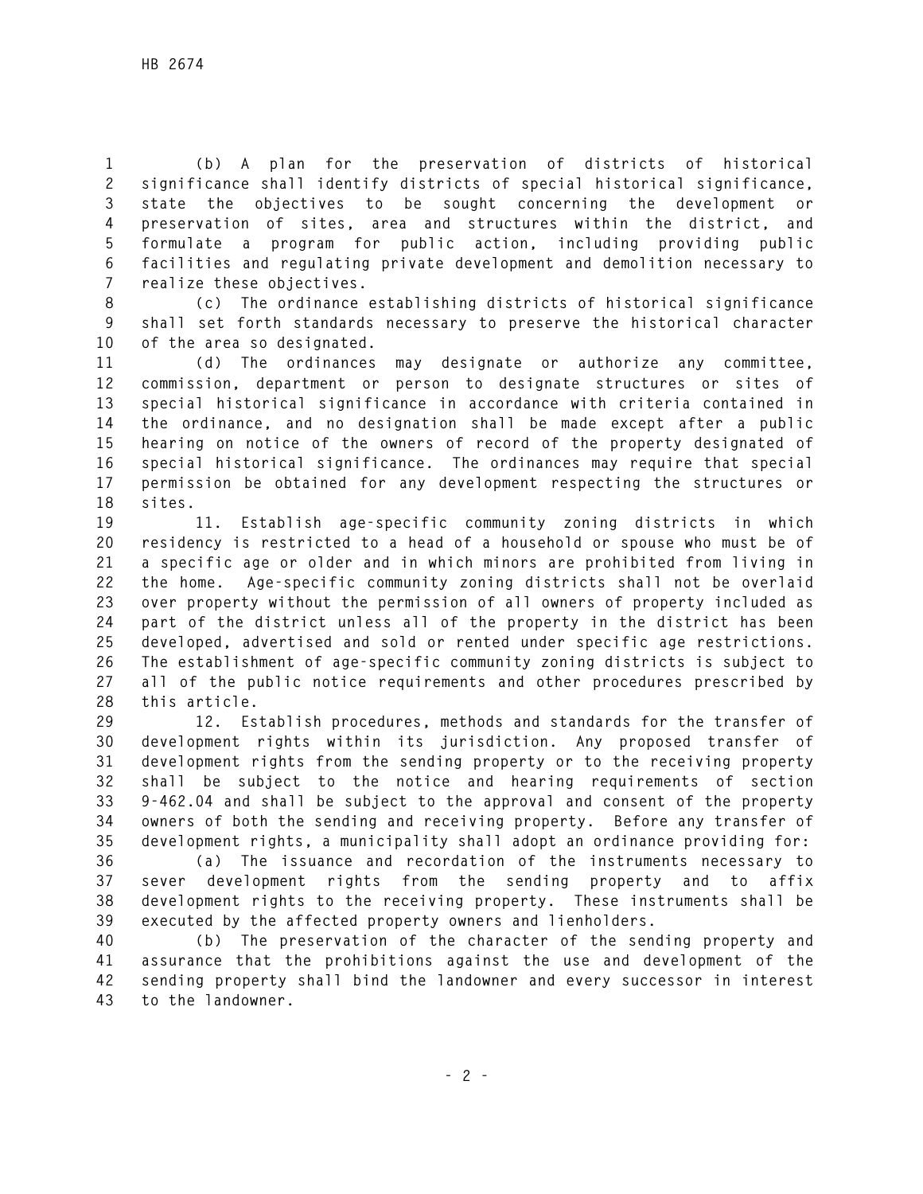(b) A plan for the preservation of districts of historical significance shall identify districts of special historical significance, state the objectives to be sought concerning the development or preservation of sites, area and structures within the district, and formulate a program for public action, including providing public facilities and regulating private development and demolition necessary to realize these objectives.

(c) The ordinance establishing districts of historical significance shall set forth standards necessary to preserve the historical character of the area so designated.

(d) The ordinances may designate or authorize any committee, commission, department or person to designate structures or sites of special historical significance in accordance with criteria contained in the ordinance, and no designation shall be made except after a public hearing on notice of the owners of record of the property designated of special historical significance. The ordinances may require that special permission be obtained for any development respecting the structures or sites.

11. Establish age-specific community zoning districts in which residency is restricted to a head of a household or spouse who must be of a specific age or older and in which minors are prohibited from living in the home. Age-specific community zoning districts shall not be overlaid over property without the permission of all owners of property included as part of the district unless all of the property in the district has been developed, advertised and sold or rented under specific age restrictions. The establishment of age-specific community zoning districts is subject to all of the public notice requirements and other procedures prescribed by this article.

12. Establish procedures, methods and standards for the transfer of development rights within its jurisdiction. Any proposed transfer of development rights from the sending property or to the receiving property shall be subject to the notice and hearing requirements of section 9-462.04 and shall be subject to the approval and consent of the property owners of both the sending and receiving property. Before any transfer of development rights, a municipality shall adopt an ordinance providing for:

(a) The issuance and recordation of the instruments necessary to sever development rights from the sending property and to affix development rights to the receiving property. These instruments shall be executed by the affected property owners and lienholders.

(b) The preservation of the character of the sending property and assurance that the prohibitions against the use and development of the sending property shall bind the landowner and every successor in interest to the landowner.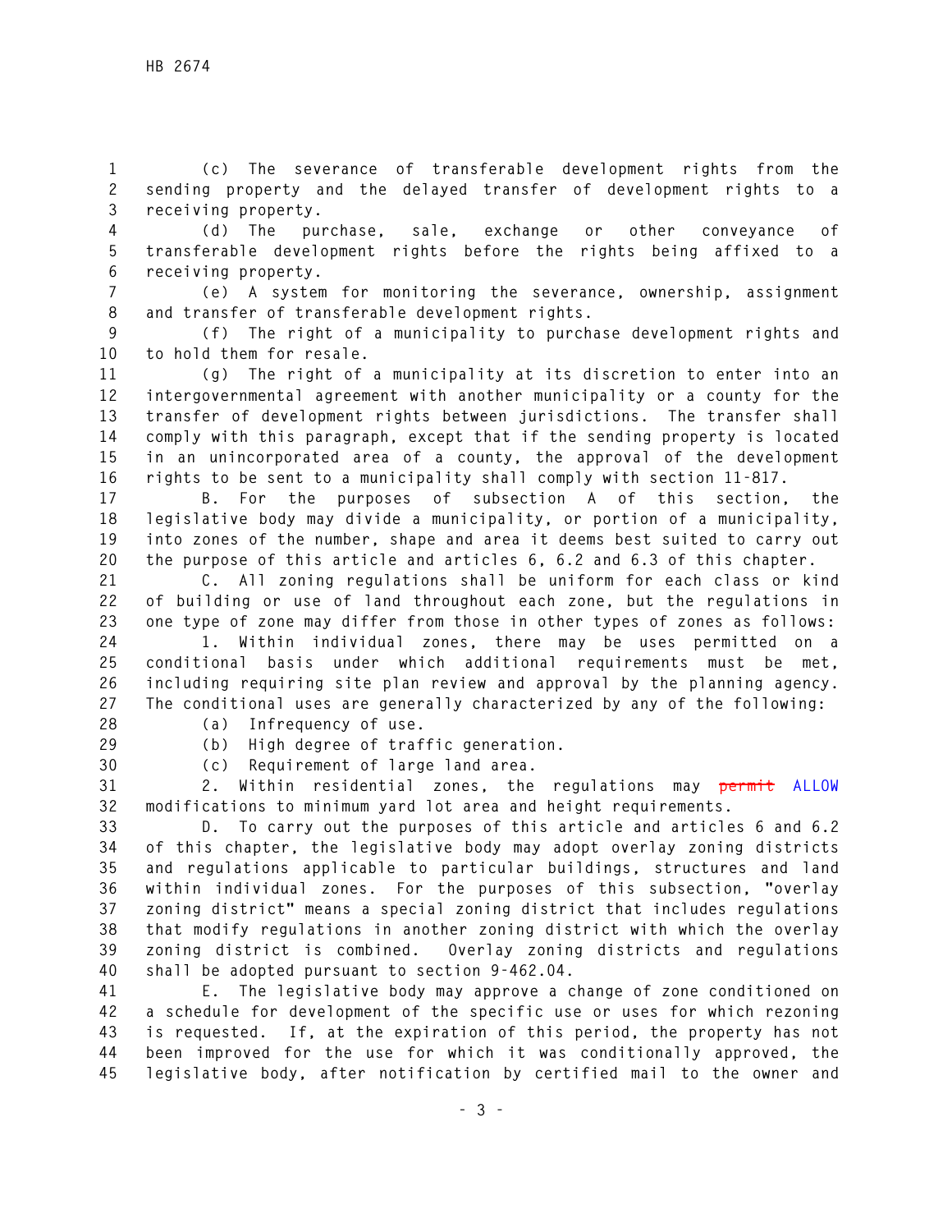(c) The severance of transferable development rights from the sending property and the delayed transfer of development rights to a receiving property.

(d) The purchase, sale, exchange or other conveyance of transferable development rights before the rights being affixed to a receiving property.

(e) A system for monitoring the severance, ownership, assignment and transfer of transferable development rights.

(f) The right of a municipality to purchase development rights and to hold them for resale.

(g) The right of a municipality at its discretion to enter into an intergovernmental agreement with another municipality or a county for the transfer of development rights between jurisdictions. The transfer shall comply with this paragraph, except that if the sending property is located in an unincorporated area of a county, the approval of the development rights to be sent to a municipality shall comply with section 11-817.

B. For the purposes of subsection A of this section, the legislative body may divide a municipality, or portion of a municipality, into zones of the number, shape and area it deems best suited to carry out the purpose of this article and articles 6, 6.2 and 6.3 of this chapter.

C. All zoning regulations shall be uniform for each class or kind of building or use of land throughout each zone, but the regulations in one type of zone may differ from those in other types of zones as follows:

1. Within individual zones, there may be uses permitted on a conditional basis under which additional requirements must be met, including requiring site plan review and approval by the planning agency. The conditional uses are generally characterized by any of the following:

(a) Infrequency of use.

(b) High degree of traffic generation.

(c) Requirement of large land area.

2. Within residential zones, the regulations may ~~permit~~ ALLOW modifications to minimum yard lot area and height requirements.

D. To carry out the purposes of this article and articles 6 and 6.2 of this chapter, the legislative body may adopt overlay zoning districts and regulations applicable to particular buildings, structures and land within individual zones. For the purposes of this subsection, "overlay zoning district" means a special zoning district that includes regulations that modify regulations in another zoning district with which the overlay zoning district is combined. Overlay zoning districts and regulations shall be adopted pursuant to section 9-462.04.

E. The legislative body may approve a change of zone conditioned on a schedule for development of the specific use or uses for which rezoning is requested. If, at the expiration of this period, the property has not been improved for the use for which it was conditionally approved, the legislative body, after notification by certified mail to the owner and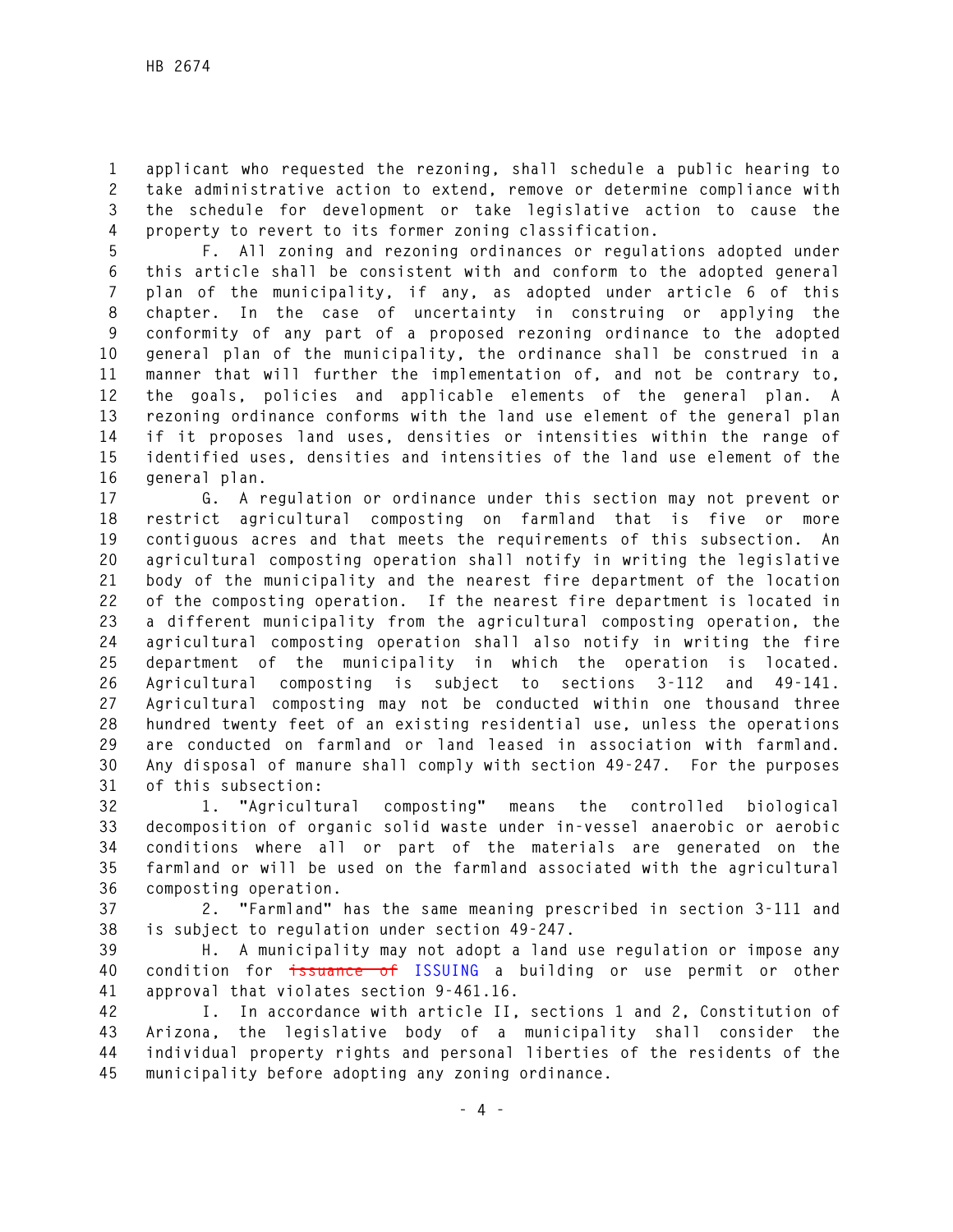applicant who requested the rezoning, shall schedule a public hearing to take administrative action to extend, remove or determine compliance with the schedule for development or take legislative action to cause the property to revert to its former zoning classification.

F. All zoning and rezoning ordinances or regulations adopted under this article shall be consistent with and conform to the adopted general plan of the municipality, if any, as adopted under article 6 of this chapter. In the case of uncertainty in construing or applying the conformity of any part of a proposed rezoning ordinance to the adopted general plan of the municipality, the ordinance shall be construed in a manner that will further the implementation of, and not be contrary to, the goals, policies and applicable elements of the general plan. A rezoning ordinance conforms with the land use element of the general plan if it proposes land uses, densities or intensities within the range of identified uses, densities and intensities of the land use element of the general plan.

G. A regulation or ordinance under this section may not prevent or restrict agricultural composting on farmland that is five or more contiguous acres and that meets the requirements of this subsection. An agricultural composting operation shall notify in writing the legislative body of the municipality and the nearest fire department of the location of the composting operation. If the nearest fire department is located in a different municipality from the agricultural composting operation, the agricultural composting operation shall also notify in writing the fire department of the municipality in which the operation is located. Agricultural composting is subject to sections 3-112 and 49-141. Agricultural composting may not be conducted within one thousand three hundred twenty feet of an existing residential use, unless the operations are conducted on farmland or land leased in association with farmland. Any disposal of manure shall comply with section 49-247. For the purposes of this subsection:

1. "Agricultural composting" means the controlled biological decomposition of organic solid waste under in-vessel anaerobic or aerobic conditions where all or part of the materials are generated on the farmland or will be used on the farmland associated with the agricultural composting operation.

2. "Farmland" has the same meaning prescribed in section 3-111 and is subject to regulation under section 49-247.

H. A municipality may not adopt a land use regulation or impose any condition for ~~issuance of~~ ISSUING a building or use permit or other approval that violates section 9-461.16.

I. In accordance with article II, sections 1 and 2, Constitution of Arizona, the legislative body of a municipality shall consider the individual property rights and personal liberties of the residents of the municipality before adopting any zoning ordinance.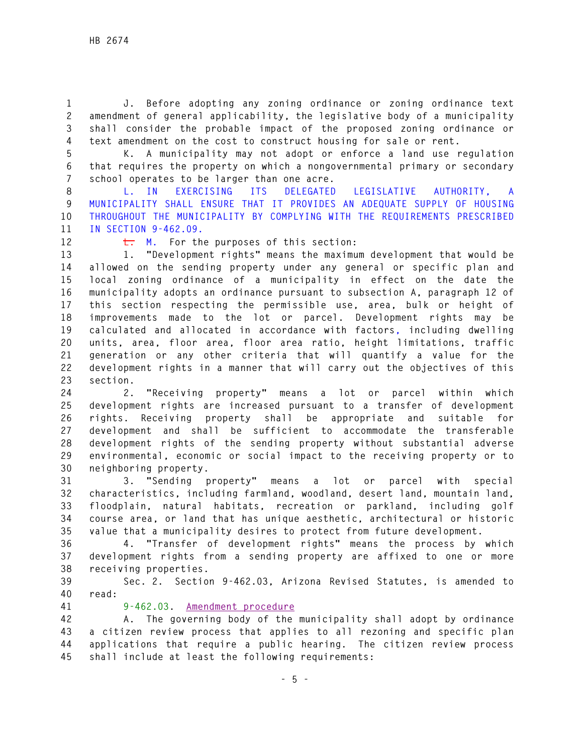J. Before adopting any zoning ordinance or zoning ordinance text amendment of general applicability, the legislative body of a municipality shall consider the probable impact of the proposed zoning ordinance or text amendment on the cost to construct housing for sale or rent.

K. A municipality may not adopt or enforce a land use regulation that requires the property on which a nongovernmental primary or secondary school operates to be larger than one acre.

L. IN EXERCISING ITS DELEGATED LEGISLATIVE AUTHORITY, A MUNICIPALITY SHALL ENSURE THAT IT PROVIDES AN ADEQUATE SUPPLY OF HOUSING THROUGHOUT THE MUNICIPALITY BY COMPLYING WITH THE REQUIREMENTS PRESCRIBED IN SECTION 9-462.09.

~~L.~~ M. For the purposes of this section:

1. "Development rights" means the maximum development that would be allowed on the sending property under any general or specific plan and local zoning ordinance of a municipality in effect on the date the municipality adopts an ordinance pursuant to subsection A, paragraph 12 of this section respecting the permissible use, area, bulk or height of improvements made to the lot or parcel. Development rights may be calculated and allocated in accordance with factors, including dwelling units, area, floor area, floor area ratio, height limitations, traffic generation or any other criteria that will quantify a value for the development rights in a manner that will carry out the objectives of this section.

2. "Receiving property" means a lot or parcel within which development rights are increased pursuant to a transfer of development rights. Receiving property shall be appropriate and suitable for development and shall be sufficient to accommodate the transferable development rights of the sending property without substantial adverse environmental, economic or social impact to the receiving property or to neighboring property.

3. "Sending property" means a lot or parcel with special characteristics, including farmland, woodland, desert land, mountain land, floodplain, natural habitats, recreation or parkland, including golf course area, or land that has unique aesthetic, architectural or historic value that a municipality desires to protect from future development.

4. "Transfer of development rights" means the process by which development rights from a sending property are affixed to one or more receiving properties.

Sec. 2. Section 9-462.03, Arizona Revised Statutes, is amended to read:

9-462.03. Amendment procedure

A. The governing body of the municipality shall adopt by ordinance a citizen review process that applies to all rezoning and specific plan applications that require a public hearing. The citizen review process shall include at least the following requirements: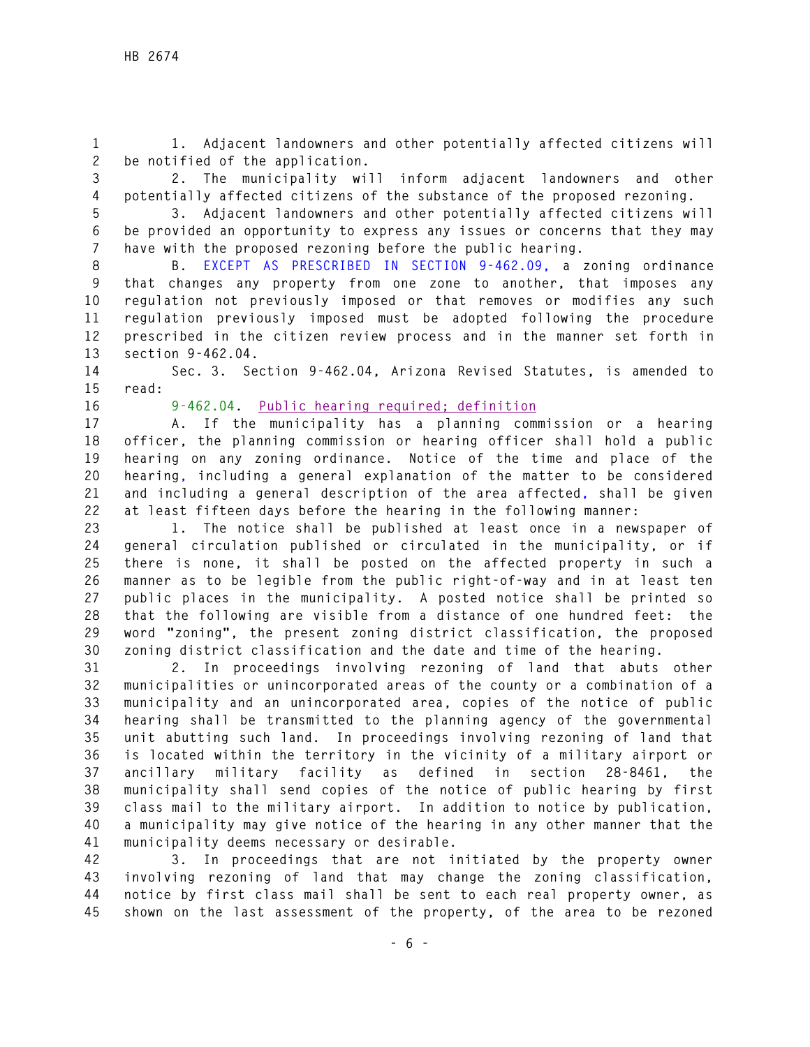1. Adjacent landowners and other potentially affected citizens will be notified of the application.

2. The municipality will inform adjacent landowners and other potentially affected citizens of the substance of the proposed rezoning.

3. Adjacent landowners and other potentially affected citizens will be provided an opportunity to express any issues or concerns that they may have with the proposed rezoning before the public hearing.

B. EXCEPT AS PRESCRIBED IN SECTION 9-462.09, a zoning ordinance that changes any property from one zone to another, that imposes any regulation not previously imposed or that removes or modifies any such regulation previously imposed must be adopted following the procedure prescribed in the citizen review process and in the manner set forth in section 9-462.04.

Sec. 3. Section 9-462.04, Arizona Revised Statutes, is amended to read:

9-462.04. Public hearing required; definition

A. If the municipality has a planning commission or a hearing officer, the planning commission or hearing officer shall hold a public hearing on any zoning ordinance. Notice of the time and place of the hearing, including a general explanation of the matter to be considered and including a general description of the area affected, shall be given at least fifteen days before the hearing in the following manner:

1. The notice shall be published at least once in a newspaper of general circulation published or circulated in the municipality, or if there is none, it shall be posted on the affected property in such a manner as to be legible from the public right-of-way and in at least ten public places in the municipality. A posted notice shall be printed so that the following are visible from a distance of one hundred feet: the word "zoning", the present zoning district classification, the proposed zoning district classification and the date and time of the hearing.

2. In proceedings involving rezoning of land that abuts other municipalities or unincorporated areas of the county or a combination of a municipality and an unincorporated area, copies of the notice of public hearing shall be transmitted to the planning agency of the governmental unit abutting such land. In proceedings involving rezoning of land that is located within the territory in the vicinity of a military airport or ancillary military facility as defined in section 28-8461, the municipality shall send copies of the notice of public hearing by first class mail to the military airport. In addition to notice by publication, a municipality may give notice of the hearing in any other manner that the municipality deems necessary or desirable.

3. In proceedings that are not initiated by the property owner involving rezoning of land that may change the zoning classification, notice by first class mail shall be sent to each real property owner, as shown on the last assessment of the property, of the area to be rezoned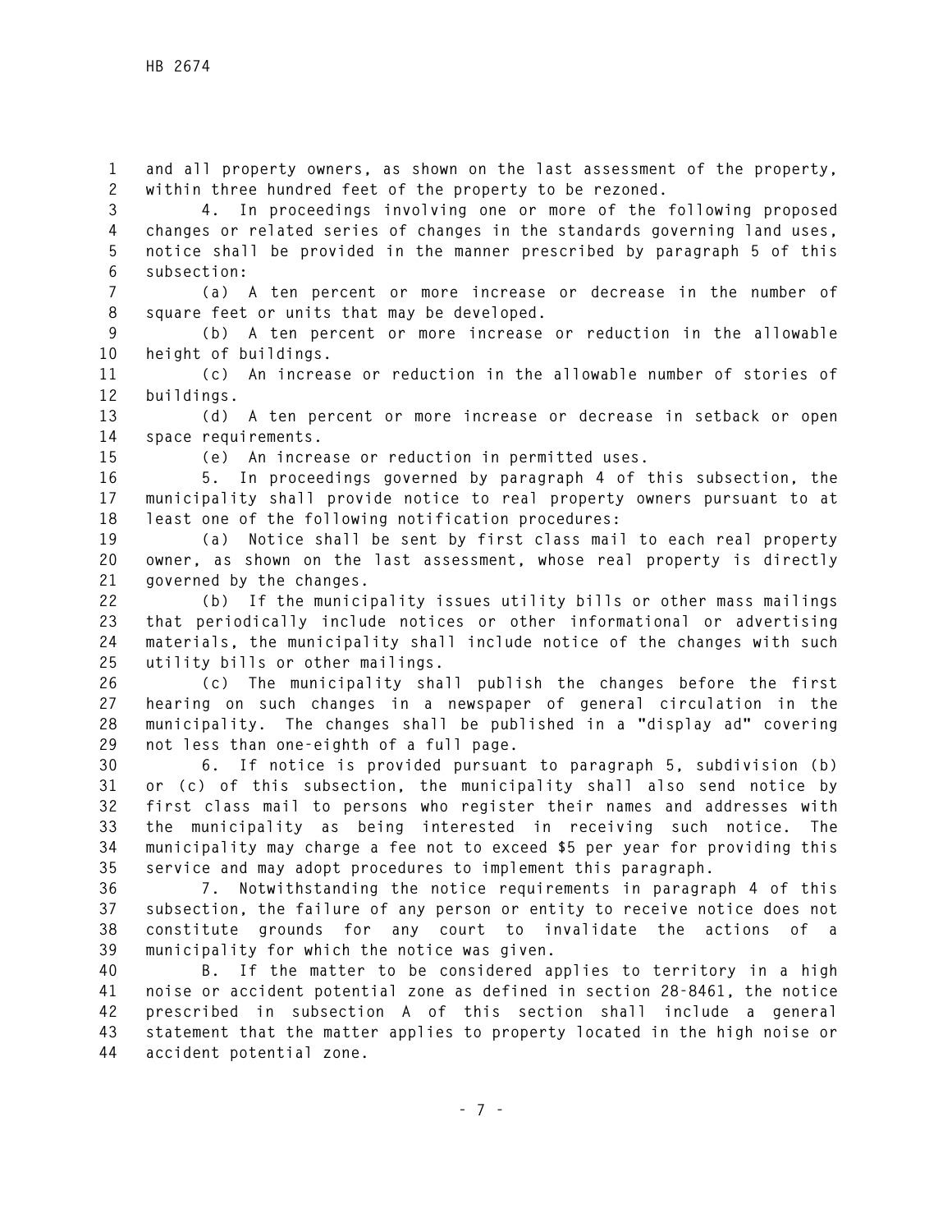and all property owners, as shown on the last assessment of the property, within three hundred feet of the property to be rezoned.

4. In proceedings involving one or more of the following proposed changes or related series of changes in the standards governing land uses, notice shall be provided in the manner prescribed by paragraph 5 of this subsection:

(a) A ten percent or more increase or decrease in the number of square feet or units that may be developed.

(b) A ten percent or more increase or reduction in the allowable height of buildings.

(c) An increase or reduction in the allowable number of stories of buildings.

(d) A ten percent or more increase or decrease in setback or open space requirements.

(e) An increase or reduction in permitted uses.

5. In proceedings governed by paragraph 4 of this subsection, the municipality shall provide notice to real property owners pursuant to at least one of the following notification procedures:

(a) Notice shall be sent by first class mail to each real property owner, as shown on the last assessment, whose real property is directly governed by the changes.

(b) If the municipality issues utility bills or other mass mailings that periodically include notices or other informational or advertising materials, the municipality shall include notice of the changes with such utility bills or other mailings.

(c) The municipality shall publish the changes before the first hearing on such changes in a newspaper of general circulation in the municipality. The changes shall be published in a "display ad" covering not less than one-eighth of a full page.

6. If notice is provided pursuant to paragraph 5, subdivision (b) or (c) of this subsection, the municipality shall also send notice by first class mail to persons who register their names and addresses with the municipality as being interested in receiving such notice. The municipality may charge a fee not to exceed $5 per year for providing this service and may adopt procedures to implement this paragraph.

7. Notwithstanding the notice requirements in paragraph 4 of this subsection, the failure of any person or entity to receive notice does not constitute grounds for any court to invalidate the actions of a municipality for which the notice was given.

B. If the matter to be considered applies to territory in a high noise or accident potential zone as defined in section 28-8461, the notice prescribed in subsection A of this section shall include a general statement that the matter applies to property located in the high noise or accident potential zone.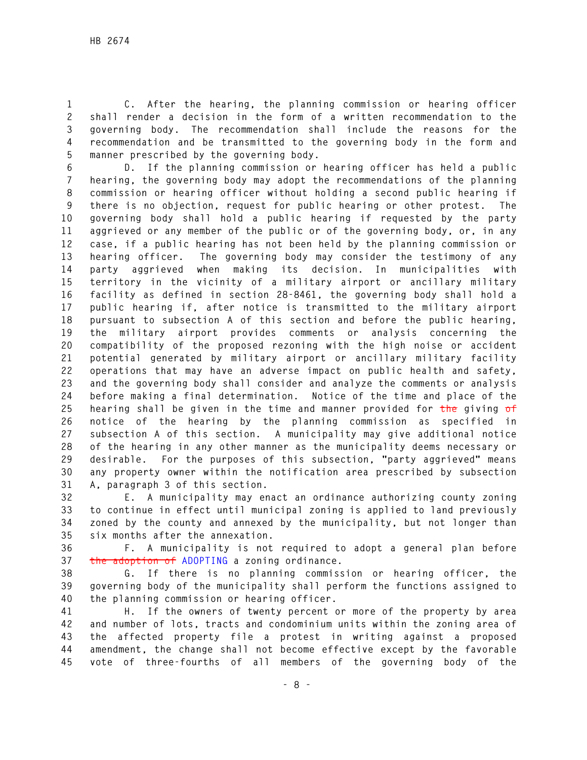C. After the hearing, the planning commission or hearing officer shall render a decision in the form of a written recommendation to the governing body. The recommendation shall include the reasons for the recommendation and be transmitted to the governing body in the form and manner prescribed by the governing body.

D. If the planning commission or hearing officer has held a public hearing, the governing body may adopt the recommendations of the planning commission or hearing officer without holding a second public hearing if there is no objection, request for public hearing or other protest. The governing body shall hold a public hearing if requested by the party aggrieved or any member of the public or of the governing body, or, in any case, if a public hearing has not been held by the planning commission or hearing officer. The governing body may consider the testimony of any party aggrieved when making its decision. In municipalities with territory in the vicinity of a military airport or ancillary military facility as defined in section 28-8461, the governing body shall hold a public hearing if, after notice is transmitted to the military airport pursuant to subsection A of this section and before the public hearing, the military airport provides comments or analysis concerning the compatibility of the proposed rezoning with the high noise or accident potential generated by military airport or ancillary military facility operations that may have an adverse impact on public health and safety, and the governing body shall consider and analyze the comments or analysis before making a final determination. Notice of the time and place of the hearing shall be given in the time and manner provided for ~~the~~ giving ~~of~~ notice of the hearing by the planning commission as specified in subsection A of this section. A municipality may give additional notice of the hearing in any other manner as the municipality deems necessary or desirable. For the purposes of this subsection, "party aggrieved" means any property owner within the notification area prescribed by subsection A, paragraph 3 of this section.

E. A municipality may enact an ordinance authorizing county zoning to continue in effect until municipal zoning is applied to land previously zoned by the county and annexed by the municipality, but not longer than six months after the annexation.

F. A municipality is not required to adopt a general plan before ~~the adoption of~~ ADOPTING a zoning ordinance.

G. If there is no planning commission or hearing officer, the governing body of the municipality shall perform the functions assigned to the planning commission or hearing officer.

H. If the owners of twenty percent or more of the property by area and number of lots, tracts and condominium units within the zoning area of the affected property file a protest in writing against a proposed amendment, the change shall not become effective except by the favorable vote of three-fourths of all members of the governing body of the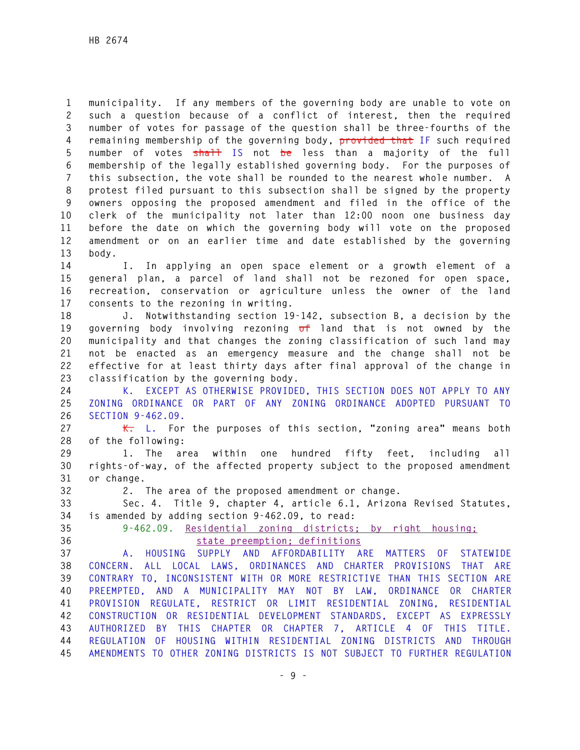municipality. If any members of the governing body are unable to vote on such a question because of a conflict of interest, then the required number of votes for passage of the question shall be three-fourths of the remaining membership of the governing body, ~~provided that~~ IF such required number of votes ~~shall~~ IS not ~~be~~ less than a majority of the full membership of the legally established governing body. For the purposes of this subsection, the vote shall be rounded to the nearest whole number. A protest filed pursuant to this subsection shall be signed by the property owners opposing the proposed amendment and filed in the office of the clerk of the municipality not later than 12:00 noon one business day before the date on which the governing body will vote on the proposed amendment or on an earlier time and date established by the governing body.

I. In applying an open space element or a growth element of a general plan, a parcel of land shall not be rezoned for open space, recreation, conservation or agriculture unless the owner of the land consents to the rezoning in writing.

J. Notwithstanding section 19-142, subsection B, a decision by the governing body involving rezoning ~~of~~ land that is not owned by the municipality and that changes the zoning classification of such land may not be enacted as an emergency measure and the change shall not be effective for at least thirty days after final approval of the change in classification by the governing body.

K. EXCEPT AS OTHERWISE PROVIDED, THIS SECTION DOES NOT APPLY TO ANY ZONING ORDINANCE OR PART OF ANY ZONING ORDINANCE ADOPTED PURSUANT TO SECTION 9-462.09.

~~K.~~ L. For the purposes of this section, "zoning area" means both of the following:

1. The area within one hundred fifty feet, including all rights-of-way, of the affected property subject to the proposed amendment or change.

2. The area of the proposed amendment or change.

Sec. 4. Title 9, chapter 4, article 6.1, Arizona Revised Statutes, is amended by adding section 9-462.09, to read:

9-462.09. Residential zoning districts; by right housing; state preemption; definitions

A. HOUSING SUPPLY AND AFFORDABILITY ARE MATTERS OF STATEWIDE CONCERN. ALL LOCAL LAWS, ORDINANCES AND CHARTER PROVISIONS THAT ARE CONTRARY TO, INCONSISTENT WITH OR MORE RESTRICTIVE THAN THIS SECTION ARE PREEMPTED, AND A MUNICIPALITY MAY NOT BY LAW, ORDINANCE OR CHARTER PROVISION REGULATE, RESTRICT OR LIMIT RESIDENTIAL ZONING, RESIDENTIAL CONSTRUCTION OR RESIDENTIAL DEVELOPMENT STANDARDS, EXCEPT AS EXPRESSLY AUTHORIZED BY THIS CHAPTER OR CHAPTER 7, ARTICLE 4 OF THIS TITLE. REGULATION OF HOUSING WITHIN RESIDENTIAL ZONING DISTRICTS AND THROUGH AMENDMENTS TO OTHER ZONING DISTRICTS IS NOT SUBJECT TO FURTHER REGULATION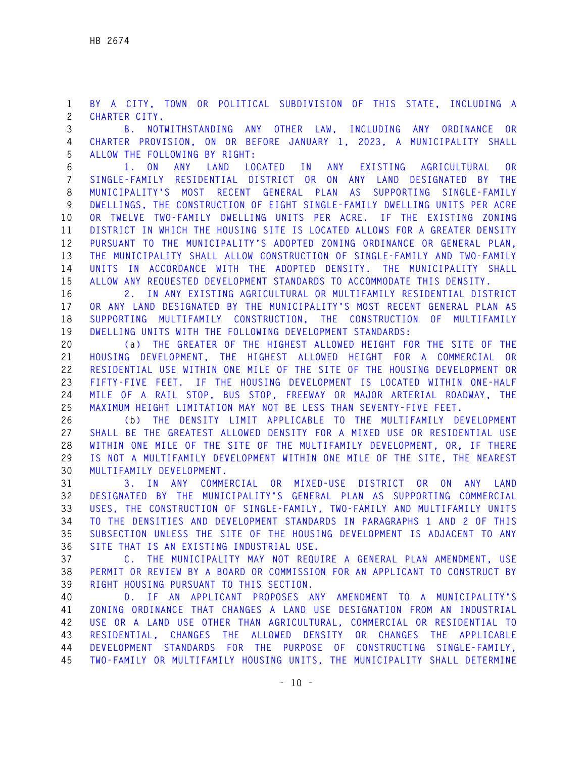BY A CITY, TOWN OR POLITICAL SUBDIVISION OF THIS STATE, INCLUDING A CHARTER CITY.

B. NOTWITHSTANDING ANY OTHER LAW, INCLUDING ANY ORDINANCE OR CHARTER PROVISION, ON OR BEFORE JANUARY 1, 2023, A MUNICIPALITY SHALL ALLOW THE FOLLOWING BY RIGHT:

1. ON ANY LAND LOCATED IN ANY EXISTING AGRICULTURAL OR SINGLE-FAMILY RESIDENTIAL DISTRICT OR ON ANY LAND DESIGNATED BY THE MUNICIPALITY'S MOST RECENT GENERAL PLAN AS SUPPORTING SINGLE-FAMILY DWELLINGS, THE CONSTRUCTION OF EIGHT SINGLE-FAMILY DWELLING UNITS PER ACRE OR TWELVE TWO-FAMILY DWELLING UNITS PER ACRE. IF THE EXISTING ZONING DISTRICT IN WHICH THE HOUSING SITE IS LOCATED ALLOWS FOR A GREATER DENSITY PURSUANT TO THE MUNICIPALITY'S ADOPTED ZONING ORDINANCE OR GENERAL PLAN, THE MUNICIPALITY SHALL ALLOW CONSTRUCTION OF SINGLE-FAMILY AND TWO-FAMILY UNITS IN ACCORDANCE WITH THE ADOPTED DENSITY. THE MUNICIPALITY SHALL ALLOW ANY REQUESTED DEVELOPMENT STANDARDS TO ACCOMMODATE THIS DENSITY.

2. IN ANY EXISTING AGRICULTURAL OR MULTIFAMILY RESIDENTIAL DISTRICT OR ANY LAND DESIGNATED BY THE MUNICIPALITY'S MOST RECENT GENERAL PLAN AS SUPPORTING MULTIFAMILY CONSTRUCTION, THE CONSTRUCTION OF MULTIFAMILY DWELLING UNITS WITH THE FOLLOWING DEVELOPMENT STANDARDS:

(a) THE GREATER OF THE HIGHEST ALLOWED HEIGHT FOR THE SITE OF THE HOUSING DEVELOPMENT, THE HIGHEST ALLOWED HEIGHT FOR A COMMERCIAL OR RESIDENTIAL USE WITHIN ONE MILE OF THE SITE OF THE HOUSING DEVELOPMENT OR FIFTY-FIVE FEET. IF THE HOUSING DEVELOPMENT IS LOCATED WITHIN ONE-HALF MILE OF A RAIL STOP, BUS STOP, FREEWAY OR MAJOR ARTERIAL ROADWAY, THE MAXIMUM HEIGHT LIMITATION MAY NOT BE LESS THAN SEVENTY-FIVE FEET.

(b) THE DENSITY LIMIT APPLICABLE TO THE MULTIFAMILY DEVELOPMENT SHALL BE THE GREATEST ALLOWED DENSITY FOR A MIXED USE OR RESIDENTIAL USE WITHIN ONE MILE OF THE SITE OF THE MULTIFAMILY DEVELOPMENT, OR, IF THERE IS NOT A MULTIFAMILY DEVELOPMENT WITHIN ONE MILE OF THE SITE, THE NEAREST MULTIFAMILY DEVELOPMENT.

3. IN ANY COMMERCIAL OR MIXED-USE DISTRICT OR ON ANY LAND DESIGNATED BY THE MUNICIPALITY'S GENERAL PLAN AS SUPPORTING COMMERCIAL USES, THE CONSTRUCTION OF SINGLE-FAMILY, TWO-FAMILY AND MULTIFAMILY UNITS TO THE DENSITIES AND DEVELOPMENT STANDARDS IN PARAGRAPHS 1 AND 2 OF THIS SUBSECTION UNLESS THE SITE OF THE HOUSING DEVELOPMENT IS ADJACENT TO ANY SITE THAT IS AN EXISTING INDUSTRIAL USE.

C. THE MUNICIPALITY MAY NOT REQUIRE A GENERAL PLAN AMENDMENT, USE PERMIT OR REVIEW BY A BOARD OR COMMISSION FOR AN APPLICANT TO CONSTRUCT BY RIGHT HOUSING PURSUANT TO THIS SECTION.

D. IF AN APPLICANT PROPOSES ANY AMENDMENT TO A MUNICIPALITY'S ZONING ORDINANCE THAT CHANGES A LAND USE DESIGNATION FROM AN INDUSTRIAL USE OR A LAND USE OTHER THAN AGRICULTURAL, COMMERCIAL OR RESIDENTIAL TO RESIDENTIAL, CHANGES THE ALLOWED DENSITY OR CHANGES THE APPLICABLE DEVELOPMENT STANDARDS FOR THE PURPOSE OF CONSTRUCTING SINGLE-FAMILY, TWO-FAMILY OR MULTIFAMILY HOUSING UNITS, THE MUNICIPALITY SHALL DETERMINE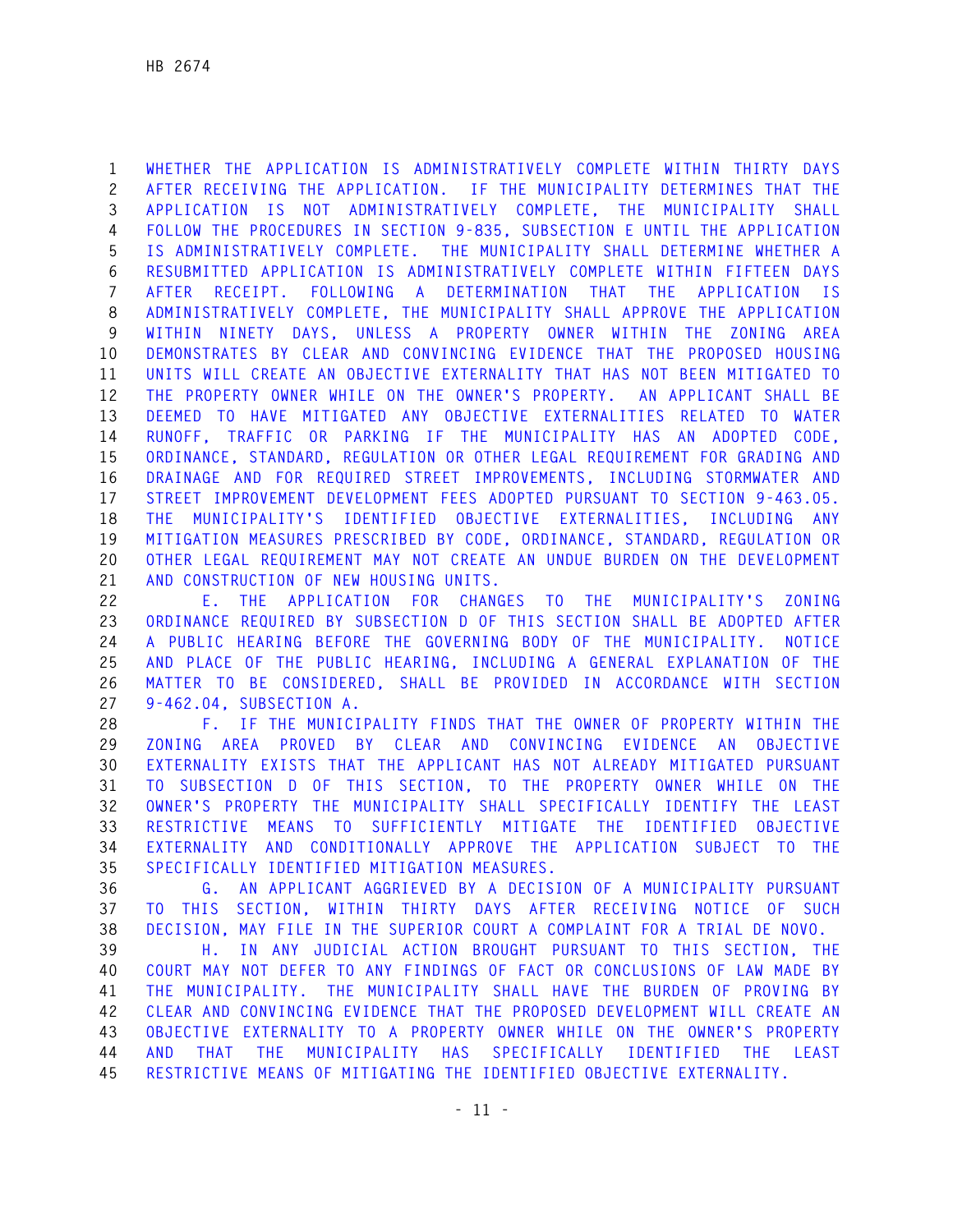WHETHER THE APPLICATION IS ADMINISTRATIVELY COMPLETE WITHIN THIRTY DAYS AFTER RECEIVING THE APPLICATION. IF THE MUNICIPALITY DETERMINES THAT THE APPLICATION IS NOT ADMINISTRATIVELY COMPLETE, THE MUNICIPALITY SHALL FOLLOW THE PROCEDURES IN SECTION 9-835, SUBSECTION E UNTIL THE APPLICATION IS ADMINISTRATIVELY COMPLETE. THE MUNICIPALITY SHALL DETERMINE WHETHER A RESUBMITTED APPLICATION IS ADMINISTRATIVELY COMPLETE WITHIN FIFTEEN DAYS AFTER RECEIPT. FOLLOWING A DETERMINATION THAT THE APPLICATION IS ADMINISTRATIVELY COMPLETE, THE MUNICIPALITY SHALL APPROVE THE APPLICATION WITHIN NINETY DAYS, UNLESS A PROPERTY OWNER WITHIN THE ZONING AREA DEMONSTRATES BY CLEAR AND CONVINCING EVIDENCE THAT THE PROPOSED HOUSING UNITS WILL CREATE AN OBJECTIVE EXTERNALITY THAT HAS NOT BEEN MITIGATED TO THE PROPERTY OWNER WHILE ON THE OWNER'S PROPERTY. AN APPLICANT SHALL BE DEEMED TO HAVE MITIGATED ANY OBJECTIVE EXTERNALITIES RELATED TO WATER RUNOFF, TRAFFIC OR PARKING IF THE MUNICIPALITY HAS AN ADOPTED CODE, ORDINANCE, STANDARD, REGULATION OR OTHER LEGAL REQUIREMENT FOR GRADING AND DRAINAGE AND FOR REQUIRED STREET IMPROVEMENTS, INCLUDING STORMWATER AND STREET IMPROVEMENT DEVELOPMENT FEES ADOPTED PURSUANT TO SECTION 9-463.05. THE MUNICIPALITY'S IDENTIFIED OBJECTIVE EXTERNALITIES, INCLUDING ANY MITIGATION MEASURES PRESCRIBED BY CODE, ORDINANCE, STANDARD, REGULATION OR OTHER LEGAL REQUIREMENT MAY NOT CREATE AN UNDUE BURDEN ON THE DEVELOPMENT AND CONSTRUCTION OF NEW HOUSING UNITS.

E. THE APPLICATION FOR CHANGES TO THE MUNICIPALITY'S ZONING ORDINANCE REQUIRED BY SUBSECTION D OF THIS SECTION SHALL BE ADOPTED AFTER A PUBLIC HEARING BEFORE THE GOVERNING BODY OF THE MUNICIPALITY. NOTICE AND PLACE OF THE PUBLIC HEARING, INCLUDING A GENERAL EXPLANATION OF THE MATTER TO BE CONSIDERED, SHALL BE PROVIDED IN ACCORDANCE WITH SECTION 9-462.04, SUBSECTION A.

F. IF THE MUNICIPALITY FINDS THAT THE OWNER OF PROPERTY WITHIN THE ZONING AREA PROVED BY CLEAR AND CONVINCING EVIDENCE AN OBJECTIVE EXTERNALITY EXISTS THAT THE APPLICANT HAS NOT ALREADY MITIGATED PURSUANT TO SUBSECTION D OF THIS SECTION, TO THE PROPERTY OWNER WHILE ON THE OWNER'S PROPERTY THE MUNICIPALITY SHALL SPECIFICALLY IDENTIFY THE LEAST RESTRICTIVE MEANS TO SUFFICIENTLY MITIGATE THE IDENTIFIED OBJECTIVE EXTERNALITY AND CONDITIONALLY APPROVE THE APPLICATION SUBJECT TO THE SPECIFICALLY IDENTIFIED MITIGATION MEASURES.

G. AN APPLICANT AGGRIEVED BY A DECISION OF A MUNICIPALITY PURSUANT TO THIS SECTION, WITHIN THIRTY DAYS AFTER RECEIVING NOTICE OF SUCH DECISION, MAY FILE IN THE SUPERIOR COURT A COMPLAINT FOR A TRIAL DE NOVO.

H. IN ANY JUDICIAL ACTION BROUGHT PURSUANT TO THIS SECTION, THE COURT MAY NOT DEFER TO ANY FINDINGS OF FACT OR CONCLUSIONS OF LAW MADE BY THE MUNICIPALITY. THE MUNICIPALITY SHALL HAVE THE BURDEN OF PROVING BY CLEAR AND CONVINCING EVIDENCE THAT THE PROPOSED DEVELOPMENT WILL CREATE AN OBJECTIVE EXTERNALITY TO A PROPERTY OWNER WHILE ON THE OWNER'S PROPERTY AND THAT THE MUNICIPALITY HAS SPECIFICALLY IDENTIFIED THE LEAST RESTRICTIVE MEANS OF MITIGATING THE IDENTIFIED OBJECTIVE EXTERNALITY.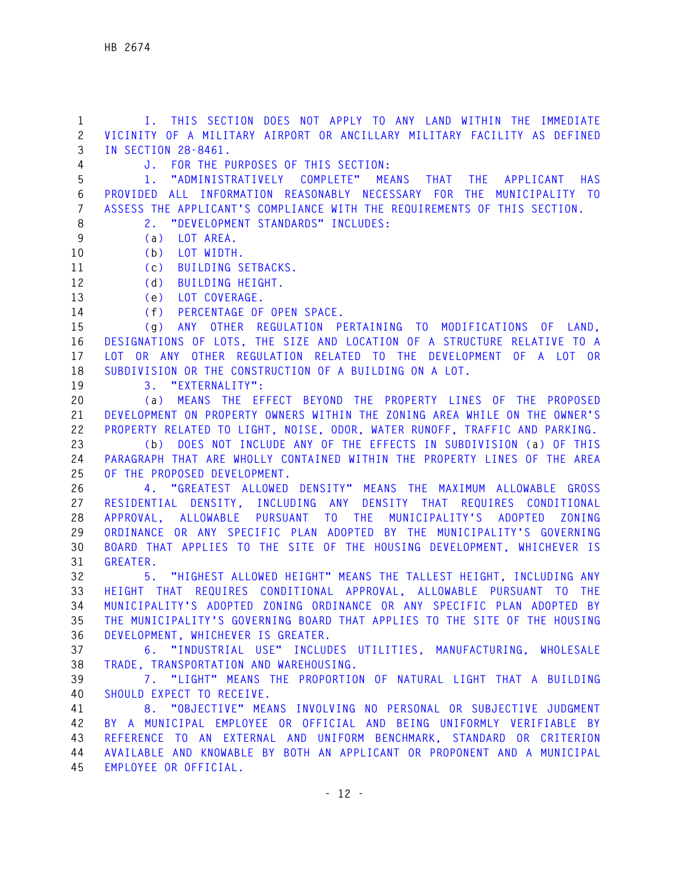I. THIS SECTION DOES NOT APPLY TO ANY LAND WITHIN THE IMMEDIATE VICINITY OF A MILITARY AIRPORT OR ANCILLARY MILITARY FACILITY AS DEFINED IN SECTION 28-8461.

J. FOR THE PURPOSES OF THIS SECTION:

1. "ADMINISTRATIVELY COMPLETE" MEANS THAT THE APPLICANT HAS PROVIDED ALL INFORMATION REASONABLY NECESSARY FOR THE MUNICIPALITY TO ASSESS THE APPLICANT'S COMPLIANCE WITH THE REQUIREMENTS OF THIS SECTION.

2. "DEVELOPMENT STANDARDS" INCLUDES:

(a) LOT AREA.

(b) LOT WIDTH.

(c) BUILDING SETBACKS.

(d) BUILDING HEIGHT.

(e) LOT COVERAGE.

(f) PERCENTAGE OF OPEN SPACE.

(g) ANY OTHER REGULATION PERTAINING TO MODIFICATIONS OF LAND, DESIGNATIONS OF LOTS, THE SIZE AND LOCATION OF A STRUCTURE RELATIVE TO A LOT OR ANY OTHER REGULATION RELATED TO THE DEVELOPMENT OF A LOT OR SUBDIVISION OR THE CONSTRUCTION OF A BUILDING ON A LOT.

3. "EXTERNALITY":

(a) MEANS THE EFFECT BEYOND THE PROPERTY LINES OF THE PROPOSED DEVELOPMENT ON PROPERTY OWNERS WITHIN THE ZONING AREA WHILE ON THE OWNER'S PROPERTY RELATED TO LIGHT, NOISE, ODOR, WATER RUNOFF, TRAFFIC AND PARKING.

(b) DOES NOT INCLUDE ANY OF THE EFFECTS IN SUBDIVISION (a) OF THIS PARAGRAPH THAT ARE WHOLLY CONTAINED WITHIN THE PROPERTY LINES OF THE AREA OF THE PROPOSED DEVELOPMENT.

4. "GREATEST ALLOWED DENSITY" MEANS THE MAXIMUM ALLOWABLE GROSS RESIDENTIAL DENSITY, INCLUDING ANY DENSITY THAT REQUIRES CONDITIONAL APPROVAL, ALLOWABLE PURSUANT TO THE MUNICIPALITY'S ADOPTED ZONING ORDINANCE OR ANY SPECIFIC PLAN ADOPTED BY THE MUNICIPALITY'S GOVERNING BOARD THAT APPLIES TO THE SITE OF THE HOUSING DEVELOPMENT, WHICHEVER IS GREATER.

5. "HIGHEST ALLOWED HEIGHT" MEANS THE TALLEST HEIGHT, INCLUDING ANY HEIGHT THAT REQUIRES CONDITIONAL APPROVAL, ALLOWABLE PURSUANT TO THE MUNICIPALITY'S ADOPTED ZONING ORDINANCE OR ANY SPECIFIC PLAN ADOPTED BY THE MUNICIPALITY'S GOVERNING BOARD THAT APPLIES TO THE SITE OF THE HOUSING DEVELOPMENT, WHICHEVER IS GREATER.

6. "INDUSTRIAL USE" INCLUDES UTILITIES, MANUFACTURING, WHOLESALE TRADE, TRANSPORTATION AND WAREHOUSING.

7. "LIGHT" MEANS THE PROPORTION OF NATURAL LIGHT THAT A BUILDING SHOULD EXPECT TO RECEIVE.

8. "OBJECTIVE" MEANS INVOLVING NO PERSONAL OR SUBJECTIVE JUDGMENT BY A MUNICIPAL EMPLOYEE OR OFFICIAL AND BEING UNIFORMLY VERIFIABLE BY REFERENCE TO AN EXTERNAL AND UNIFORM BENCHMARK, STANDARD OR CRITERION AVAILABLE AND KNOWABLE BY BOTH AN APPLICANT OR PROPONENT AND A MUNICIPAL EMPLOYEE OR OFFICIAL.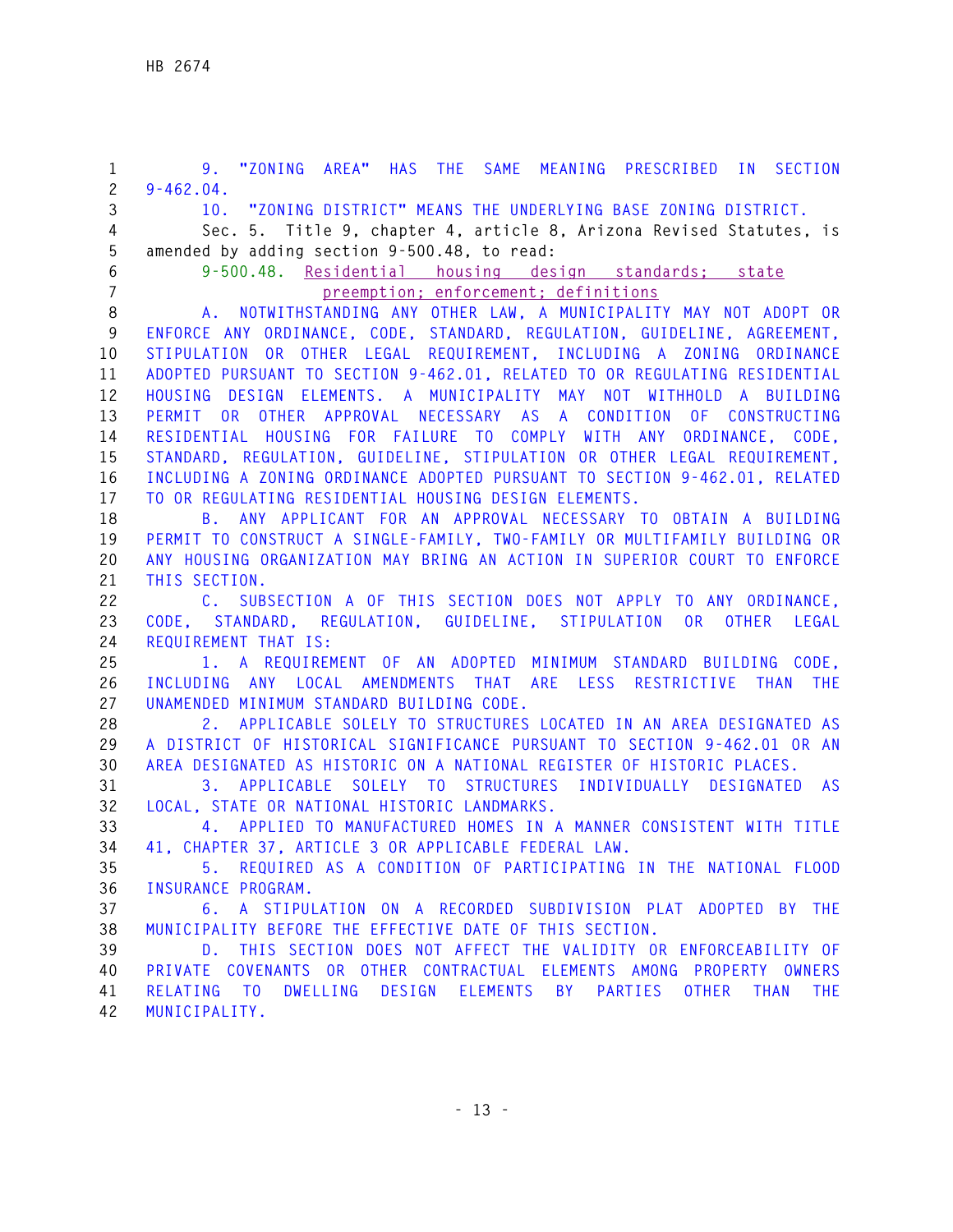9. "ZONING AREA" HAS THE SAME MEANING PRESCRIBED IN SECTION 9-462.04.

10. "ZONING DISTRICT" MEANS THE UNDERLYING BASE ZONING DISTRICT.

Sec. 5. Title 9, chapter 4, article 8, Arizona Revised Statutes, is amended by adding section 9-500.48, to read:

9-500.48. Residential housing design standards; state preemption; enforcement; definitions

A. NOTWITHSTANDING ANY OTHER LAW, A MUNICIPALITY MAY NOT ADOPT OR ENFORCE ANY ORDINANCE, CODE, STANDARD, REGULATION, GUIDELINE, AGREEMENT, STIPULATION OR OTHER LEGAL REQUIREMENT, INCLUDING A ZONING ORDINANCE ADOPTED PURSUANT TO SECTION 9-462.01, RELATED TO OR REGULATING RESIDENTIAL HOUSING DESIGN ELEMENTS. A MUNICIPALITY MAY NOT WITHHOLD A BUILDING PERMIT OR OTHER APPROVAL NECESSARY AS A CONDITION OF CONSTRUCTING RESIDENTIAL HOUSING FOR FAILURE TO COMPLY WITH ANY ORDINANCE, CODE, STANDARD, REGULATION, GUIDELINE, STIPULATION OR OTHER LEGAL REQUIREMENT, INCLUDING A ZONING ORDINANCE ADOPTED PURSUANT TO SECTION 9-462.01, RELATED TO OR REGULATING RESIDENTIAL HOUSING DESIGN ELEMENTS.

B. ANY APPLICANT FOR AN APPROVAL NECESSARY TO OBTAIN A BUILDING PERMIT TO CONSTRUCT A SINGLE-FAMILY, TWO-FAMILY OR MULTIFAMILY BUILDING OR ANY HOUSING ORGANIZATION MAY BRING AN ACTION IN SUPERIOR COURT TO ENFORCE THIS SECTION.

C. SUBSECTION A OF THIS SECTION DOES NOT APPLY TO ANY ORDINANCE, CODE, STANDARD, REGULATION, GUIDELINE, STIPULATION OR OTHER LEGAL REQUIREMENT THAT IS:

1. A REQUIREMENT OF AN ADOPTED MINIMUM STANDARD BUILDING CODE, INCLUDING ANY LOCAL AMENDMENTS THAT ARE LESS RESTRICTIVE THAN THE UNAMENDED MINIMUM STANDARD BUILDING CODE.

2. APPLICABLE SOLELY TO STRUCTURES LOCATED IN AN AREA DESIGNATED AS A DISTRICT OF HISTORICAL SIGNIFICANCE PURSUANT TO SECTION 9-462.01 OR AN AREA DESIGNATED AS HISTORIC ON A NATIONAL REGISTER OF HISTORIC PLACES.

3. APPLICABLE SOLELY TO STRUCTURES INDIVIDUALLY DESIGNATED AS LOCAL, STATE OR NATIONAL HISTORIC LANDMARKS.

4. APPLIED TO MANUFACTURED HOMES IN A MANNER CONSISTENT WITH TITLE 41, CHAPTER 37, ARTICLE 3 OR APPLICABLE FEDERAL LAW.

5. REQUIRED AS A CONDITION OF PARTICIPATING IN THE NATIONAL FLOOD INSURANCE PROGRAM.

6. A STIPULATION ON A RECORDED SUBDIVISION PLAT ADOPTED BY THE MUNICIPALITY BEFORE THE EFFECTIVE DATE OF THIS SECTION.

D. THIS SECTION DOES NOT AFFECT THE VALIDITY OR ENFORCEABILITY OF PRIVATE COVENANTS OR OTHER CONTRACTUAL ELEMENTS AMONG PROPERTY OWNERS RELATING TO DWELLING DESIGN ELEMENTS BY PARTIES OTHER THAN THE MUNICIPALITY.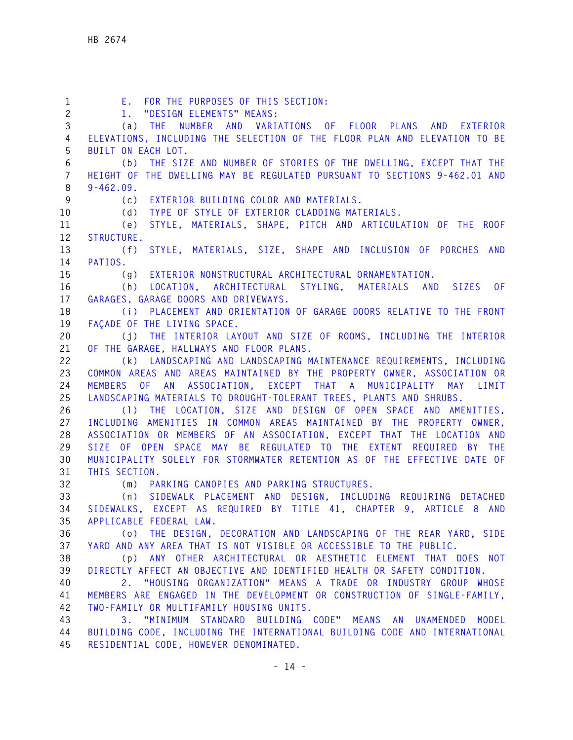E. FOR THE PURPOSES OF THIS SECTION:

1. "DESIGN ELEMENTS" MEANS:

(a) THE NUMBER AND VARIATIONS OF FLOOR PLANS AND EXTERIOR ELEVATIONS, INCLUDING THE SELECTION OF THE FLOOR PLAN AND ELEVATION TO BE BUILT ON EACH LOT.

(b) THE SIZE AND NUMBER OF STORIES OF THE DWELLING, EXCEPT THAT THE HEIGHT OF THE DWELLING MAY BE REGULATED PURSUANT TO SECTIONS 9-462.01 AND 9-462.09.

(c) EXTERIOR BUILDING COLOR AND MATERIALS.

(d) TYPE OF STYLE OF EXTERIOR CLADDING MATERIALS.

(e) STYLE, MATERIALS, SHAPE, PITCH AND ARTICULATION OF THE ROOF STRUCTURE.

(f) STYLE, MATERIALS, SIZE, SHAPE AND INCLUSION OF PORCHES AND PATIOS.

(g) EXTERIOR NONSTRUCTURAL ARCHITECTURAL ORNAMENTATION.

(h) LOCATION, ARCHITECTURAL STYLING, MATERIALS AND SIZES OF GARAGES, GARAGE DOORS AND DRIVEWAYS.

(i) PLACEMENT AND ORIENTATION OF GARAGE DOORS RELATIVE TO THE FRONT FAÇADE OF THE LIVING SPACE.

(j) THE INTERIOR LAYOUT AND SIZE OF ROOMS, INCLUDING THE INTERIOR OF THE GARAGE, HALLWAYS AND FLOOR PLANS.

(k) LANDSCAPING AND LANDSCAPING MAINTENANCE REQUIREMENTS, INCLUDING COMMON AREAS AND AREAS MAINTAINED BY THE PROPERTY OWNER, ASSOCIATION OR MEMBERS OF AN ASSOCIATION, EXCEPT THAT A MUNICIPALITY MAY LIMIT LANDSCAPING MATERIALS TO DROUGHT-TOLERANT TREES, PLANTS AND SHRUBS.

(l) THE LOCATION, SIZE AND DESIGN OF OPEN SPACE AND AMENITIES, INCLUDING AMENITIES IN COMMON AREAS MAINTAINED BY THE PROPERTY OWNER, ASSOCIATION OR MEMBERS OF AN ASSOCIATION, EXCEPT THAT THE LOCATION AND SIZE OF OPEN SPACE MAY BE REGULATED TO THE EXTENT REQUIRED BY THE MUNICIPALITY SOLELY FOR STORMWATER RETENTION AS OF THE EFFECTIVE DATE OF THIS SECTION.

(m) PARKING CANOPIES AND PARKING STRUCTURES.

(n) SIDEWALK PLACEMENT AND DESIGN, INCLUDING REQUIRING DETACHED SIDEWALKS, EXCEPT AS REQUIRED BY TITLE 41, CHAPTER 9, ARTICLE 8 AND APPLICABLE FEDERAL LAW.

(o) THE DESIGN, DECORATION AND LANDSCAPING OF THE REAR YARD, SIDE YARD AND ANY AREA THAT IS NOT VISIBLE OR ACCESSIBLE TO THE PUBLIC.

(p) ANY OTHER ARCHITECTURAL OR AESTHETIC ELEMENT THAT DOES NOT DIRECTLY AFFECT AN OBJECTIVE AND IDENTIFIED HEALTH OR SAFETY CONDITION.

2. "HOUSING ORGANIZATION" MEANS A TRADE OR INDUSTRY GROUP WHOSE MEMBERS ARE ENGAGED IN THE DEVELOPMENT OR CONSTRUCTION OF SINGLE-FAMILY, TWO-FAMILY OR MULTIFAMILY HOUSING UNITS.

3. "MINIMUM STANDARD BUILDING CODE" MEANS AN UNAMENDED MODEL BUILDING CODE, INCLUDING THE INTERNATIONAL BUILDING CODE AND INTERNATIONAL RESIDENTIAL CODE, HOWEVER DENOMINATED.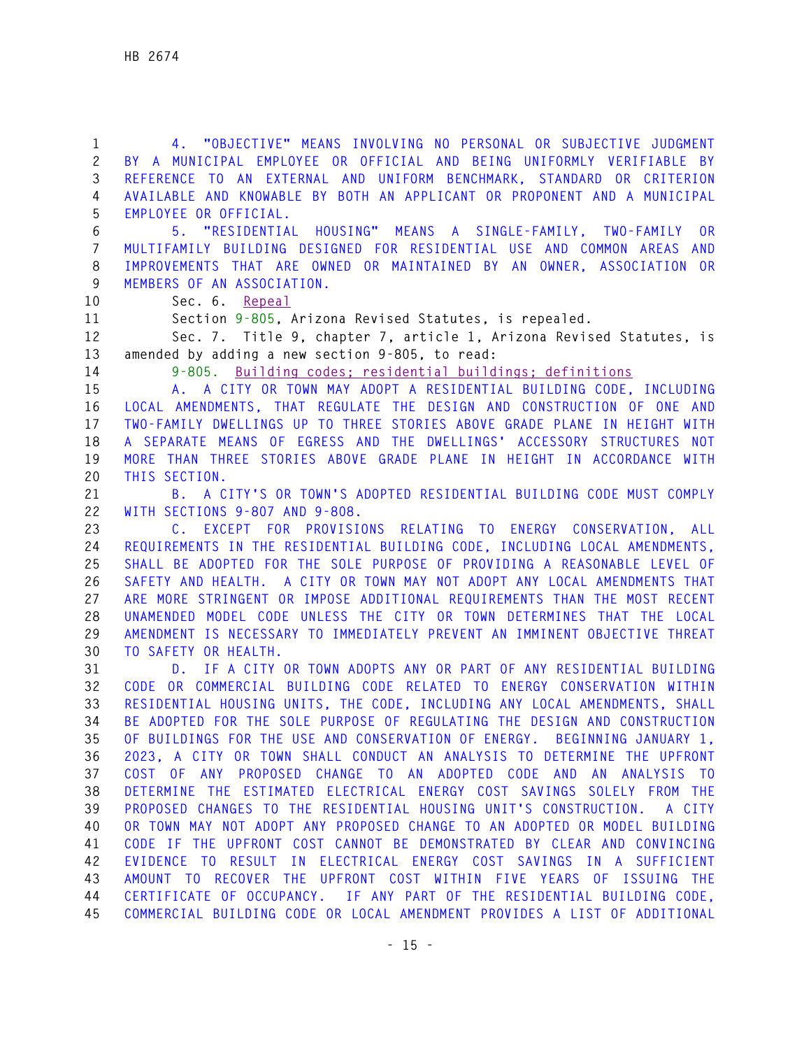4. "OBJECTIVE" MEANS INVOLVING NO PERSONAL OR SUBJECTIVE JUDGMENT BY A MUNICIPAL EMPLOYEE OR OFFICIAL AND BEING UNIFORMLY VERIFIABLE BY REFERENCE TO AN EXTERNAL AND UNIFORM BENCHMARK, STANDARD OR CRITERION AVAILABLE AND KNOWABLE BY BOTH AN APPLICANT OR PROPONENT AND A MUNICIPAL EMPLOYEE OR OFFICIAL.

5. "RESIDENTIAL HOUSING" MEANS A SINGLE-FAMILY, TWO-FAMILY OR MULTIFAMILY BUILDING DESIGNED FOR RESIDENTIAL USE AND COMMON AREAS AND IMPROVEMENTS THAT ARE OWNED OR MAINTAINED BY AN OWNER, ASSOCIATION OR MEMBERS OF AN ASSOCIATION.

Sec. 6. Repeal

Section 9-805, Arizona Revised Statutes, is repealed.

Sec. 7. Title 9, chapter 7, article 1, Arizona Revised Statutes, is amended by adding a new section 9-805, to read:

9-805. Building codes; residential buildings; definitions

A. A CITY OR TOWN MAY ADOPT A RESIDENTIAL BUILDING CODE, INCLUDING LOCAL AMENDMENTS, THAT REGULATE THE DESIGN AND CONSTRUCTION OF ONE AND TWO-FAMILY DWELLINGS UP TO THREE STORIES ABOVE GRADE PLANE IN HEIGHT WITH A SEPARATE MEANS OF EGRESS AND THE DWELLINGS' ACCESSORY STRUCTURES NOT MORE THAN THREE STORIES ABOVE GRADE PLANE IN HEIGHT IN ACCORDANCE WITH THIS SECTION.

B. A CITY'S OR TOWN'S ADOPTED RESIDENTIAL BUILDING CODE MUST COMPLY WITH SECTIONS 9-807 AND 9-808.

C. EXCEPT FOR PROVISIONS RELATING TO ENERGY CONSERVATION, ALL REQUIREMENTS IN THE RESIDENTIAL BUILDING CODE, INCLUDING LOCAL AMENDMENTS, SHALL BE ADOPTED FOR THE SOLE PURPOSE OF PROVIDING A REASONABLE LEVEL OF SAFETY AND HEALTH. A CITY OR TOWN MAY NOT ADOPT ANY LOCAL AMENDMENTS THAT ARE MORE STRINGENT OR IMPOSE ADDITIONAL REQUIREMENTS THAN THE MOST RECENT UNAMENDED MODEL CODE UNLESS THE CITY OR TOWN DETERMINES THAT THE LOCAL AMENDMENT IS NECESSARY TO IMMEDIATELY PREVENT AN IMMINENT OBJECTIVE THREAT TO SAFETY OR HEALTH.

D. IF A CITY OR TOWN ADOPTS ANY OR PART OF ANY RESIDENTIAL BUILDING CODE OR COMMERCIAL BUILDING CODE RELATED TO ENERGY CONSERVATION WITHIN RESIDENTIAL HOUSING UNITS, THE CODE, INCLUDING ANY LOCAL AMENDMENTS, SHALL BE ADOPTED FOR THE SOLE PURPOSE OF REGULATING THE DESIGN AND CONSTRUCTION OF BUILDINGS FOR THE USE AND CONSERVATION OF ENERGY. BEGINNING JANUARY 1, 2023, A CITY OR TOWN SHALL CONDUCT AN ANALYSIS TO DETERMINE THE UPFRONT COST OF ANY PROPOSED CHANGE TO AN ADOPTED CODE AND AN ANALYSIS TO DETERMINE THE ESTIMATED ELECTRICAL ENERGY COST SAVINGS SOLELY FROM THE PROPOSED CHANGES TO THE RESIDENTIAL HOUSING UNIT'S CONSTRUCTION. A CITY OR TOWN MAY NOT ADOPT ANY PROPOSED CHANGE TO AN ADOPTED OR MODEL BUILDING CODE IF THE UPFRONT COST CANNOT BE DEMONSTRATED BY CLEAR AND CONVINCING EVIDENCE TO RESULT IN ELECTRICAL ENERGY COST SAVINGS IN A SUFFICIENT AMOUNT TO RECOVER THE UPFRONT COST WITHIN FIVE YEARS OF ISSUING THE CERTIFICATE OF OCCUPANCY. IF ANY PART OF THE RESIDENTIAL BUILDING CODE, COMMERCIAL BUILDING CODE OR LOCAL AMENDMENT PROVIDES A LIST OF ADDITIONAL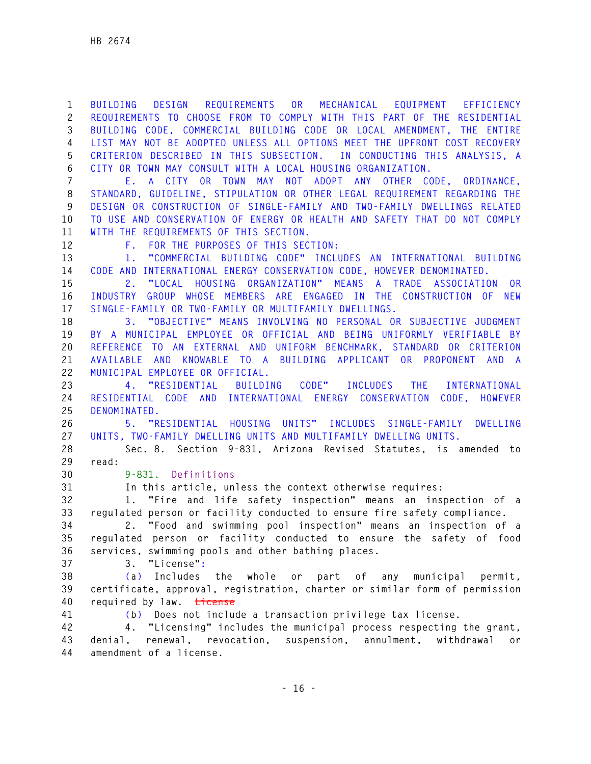BUILDING DESIGN REQUIREMENTS OR MECHANICAL EQUIPMENT EFFICIENCY REQUIREMENTS TO CHOOSE FROM TO COMPLY WITH THIS PART OF THE RESIDENTIAL BUILDING CODE, COMMERCIAL BUILDING CODE OR LOCAL AMENDMENT, THE ENTIRE LIST MAY NOT BE ADOPTED UNLESS ALL OPTIONS MEET THE UPFRONT COST RECOVERY CRITERION DESCRIBED IN THIS SUBSECTION. IN CONDUCTING THIS ANALYSIS, A CITY OR TOWN MAY CONSULT WITH A LOCAL HOUSING ORGANIZATION.

E. A CITY OR TOWN MAY NOT ADOPT ANY OTHER CODE, ORDINANCE, STANDARD, GUIDELINE, STIPULATION OR OTHER LEGAL REQUIREMENT REGARDING THE DESIGN OR CONSTRUCTION OF SINGLE-FAMILY AND TWO-FAMILY DWELLINGS RELATED TO USE AND CONSERVATION OF ENERGY OR HEALTH AND SAFETY THAT DO NOT COMPLY WITH THE REQUIREMENTS OF THIS SECTION.

F. FOR THE PURPOSES OF THIS SECTION:

1. "COMMERCIAL BUILDING CODE" INCLUDES AN INTERNATIONAL BUILDING CODE AND INTERNATIONAL ENERGY CONSERVATION CODE, HOWEVER DENOMINATED.

2. "LOCAL HOUSING ORGANIZATION" MEANS A TRADE ASSOCIATION OR INDUSTRY GROUP WHOSE MEMBERS ARE ENGAGED IN THE CONSTRUCTION OF NEW SINGLE-FAMILY OR TWO-FAMILY OR MULTIFAMILY DWELLINGS.

3. "OBJECTIVE" MEANS INVOLVING NO PERSONAL OR SUBJECTIVE JUDGMENT BY A MUNICIPAL EMPLOYEE OR OFFICIAL AND BEING UNIFORMLY VERIFIABLE BY REFERENCE TO AN EXTERNAL AND UNIFORM BENCHMARK, STANDARD OR CRITERION AVAILABLE AND KNOWABLE TO A BUILDING APPLICANT OR PROPONENT AND A MUNICIPAL EMPLOYEE OR OFFICIAL.

4. "RESIDENTIAL BUILDING CODE" INCLUDES THE INTERNATIONAL RESIDENTIAL CODE AND INTERNATIONAL ENERGY CONSERVATION CODE, HOWEVER DENOMINATED.

5. "RESIDENTIAL HOUSING UNITS" INCLUDES SINGLE-FAMILY DWELLING UNITS, TWO-FAMILY DWELLING UNITS AND MULTIFAMILY DWELLING UNITS.

Sec. 8. Section 9-831, Arizona Revised Statutes, is amended to read:

9-831. Definitions

In this article, unless the context otherwise requires:

1. "Fire and life safety inspection" means an inspection of a regulated person or facility conducted to ensure fire safety compliance.

2. "Food and swimming pool inspection" means an inspection of a regulated person or facility conducted to ensure the safety of food services, swimming pools and other bathing places.

3. "License":

(a) Includes the whole or part of any municipal permit, certificate, approval, registration, charter or similar form of permission required by law. ~~License~~

(b) Does not include a transaction privilege tax license.

4. "Licensing" includes the municipal process respecting the grant, denial, renewal, revocation, suspension, annulment, withdrawal or amendment of a license.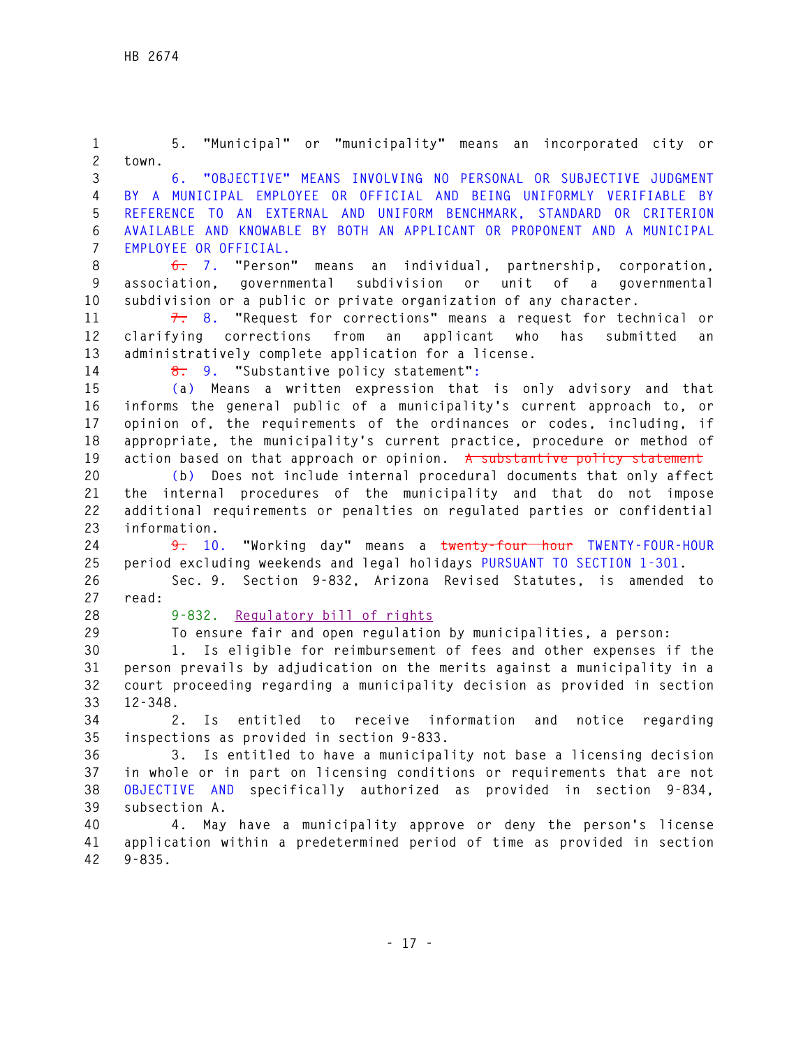5. "Municipal" or "municipality" means an incorporated city or town.

6. "OBJECTIVE" MEANS INVOLVING NO PERSONAL OR SUBJECTIVE JUDGMENT BY A MUNICIPAL EMPLOYEE OR OFFICIAL AND BEING UNIFORMLY VERIFIABLE BY REFERENCE TO AN EXTERNAL AND UNIFORM BENCHMARK, STANDARD OR CRITERION AVAILABLE AND KNOWABLE BY BOTH AN APPLICANT OR PROPONENT AND A MUNICIPAL EMPLOYEE OR OFFICIAL.

~~6.~~ 7. "Person" means an individual, partnership, corporation, association, governmental subdivision or unit of a governmental subdivision or a public or private organization of any character.

~~7.~~ 8. "Request for corrections" means a request for technical or clarifying corrections from an applicant who has submitted an administratively complete application for a license.

~~8.~~ 9. "Substantive policy statement":

(a) Means a written expression that is only advisory and that informs the general public of a municipality's current approach to, or opinion of, the requirements of the ordinances or codes, including, if appropriate, the municipality's current practice, procedure or method of action based on that approach or opinion. ~~A substantive policy statement~~

(b) Does not include internal procedural documents that only affect the internal procedures of the municipality and that do not impose additional requirements or penalties on regulated parties or confidential information.

~~9.~~ 10. "Working day" means a ~~twenty-four hour~~ TWENTY-FOUR-HOUR period excluding weekends and legal holidays PURSUANT TO SECTION 1-301.

Sec. 9. Section 9-832, Arizona Revised Statutes, is amended to read:

9-832. Regulatory bill of rights

To ensure fair and open regulation by municipalities, a person:

1. Is eligible for reimbursement of fees and other expenses if the person prevails by adjudication on the merits against a municipality in a court proceeding regarding a municipality decision as provided in section 12-348.

2. Is entitled to receive information and notice regarding inspections as provided in section 9-833.

3. Is entitled to have a municipality not base a licensing decision in whole or in part on licensing conditions or requirements that are not OBJECTIVE AND specifically authorized as provided in section 9-834, subsection A.

4. May have a municipality approve or deny the person's license application within a predetermined period of time as provided in section 9-835.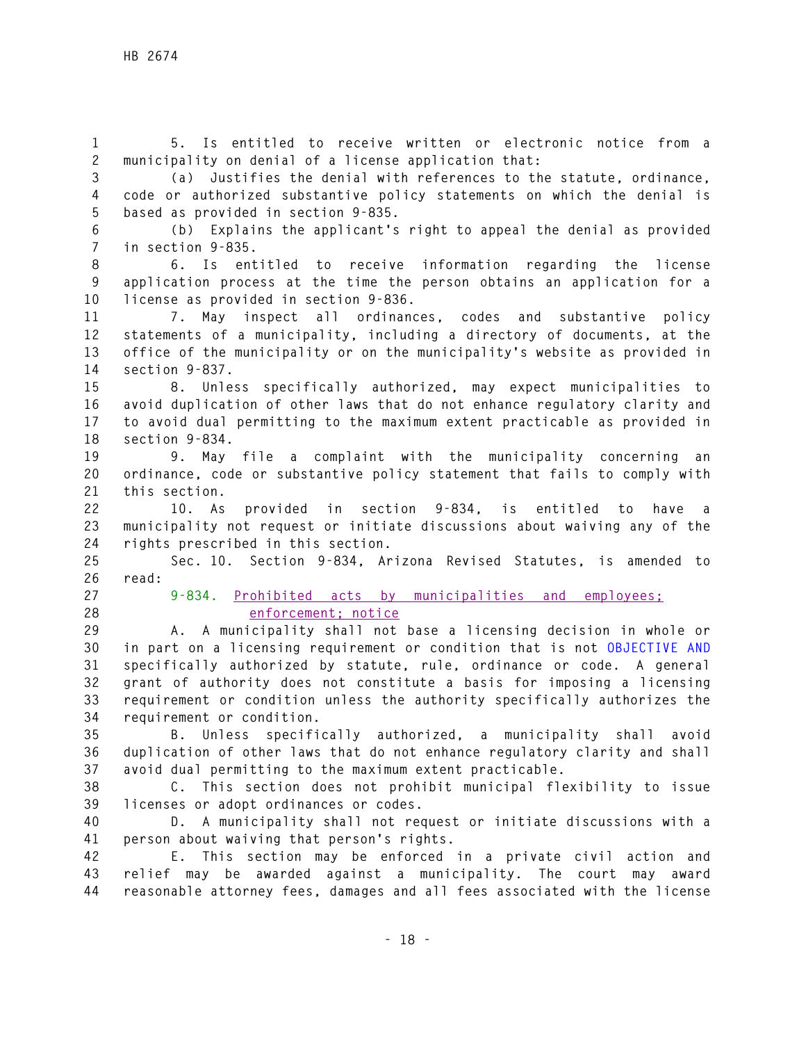5. Is entitled to receive written or electronic notice from a municipality on denial of a license application that:

(a) Justifies the denial with references to the statute, ordinance, code or authorized substantive policy statements on which the denial is based as provided in section 9-835.

(b) Explains the applicant's right to appeal the denial as provided in section 9-835.

6. Is entitled to receive information regarding the license application process at the time the person obtains an application for a license as provided in section 9-836.

7. May inspect all ordinances, codes and substantive policy statements of a municipality, including a directory of documents, at the office of the municipality or on the municipality's website as provided in section 9-837.

8. Unless specifically authorized, may expect municipalities to avoid duplication of other laws that do not enhance regulatory clarity and to avoid dual permitting to the maximum extent practicable as provided in section 9-834.

9. May file a complaint with the municipality concerning an ordinance, code or substantive policy statement that fails to comply with this section.

10. As provided in section 9-834, is entitled to have a municipality not request or initiate discussions about waiving any of the rights prescribed in this section.

Sec. 10. Section 9-834, Arizona Revised Statutes, is amended to read:

9-834. Prohibited acts by municipalities and employees; enforcement; notice

A. A municipality shall not base a licensing decision in whole or in part on a licensing requirement or condition that is not OBJECTIVE AND specifically authorized by statute, rule, ordinance or code. A general grant of authority does not constitute a basis for imposing a licensing requirement or condition unless the authority specifically authorizes the requirement or condition.

B. Unless specifically authorized, a municipality shall avoid duplication of other laws that do not enhance regulatory clarity and shall avoid dual permitting to the maximum extent practicable.

C. This section does not prohibit municipal flexibility to issue licenses or adopt ordinances or codes.

D. A municipality shall not request or initiate discussions with a person about waiving that person's rights.

E. This section may be enforced in a private civil action and relief may be awarded against a municipality. The court may award reasonable attorney fees, damages and all fees associated with the license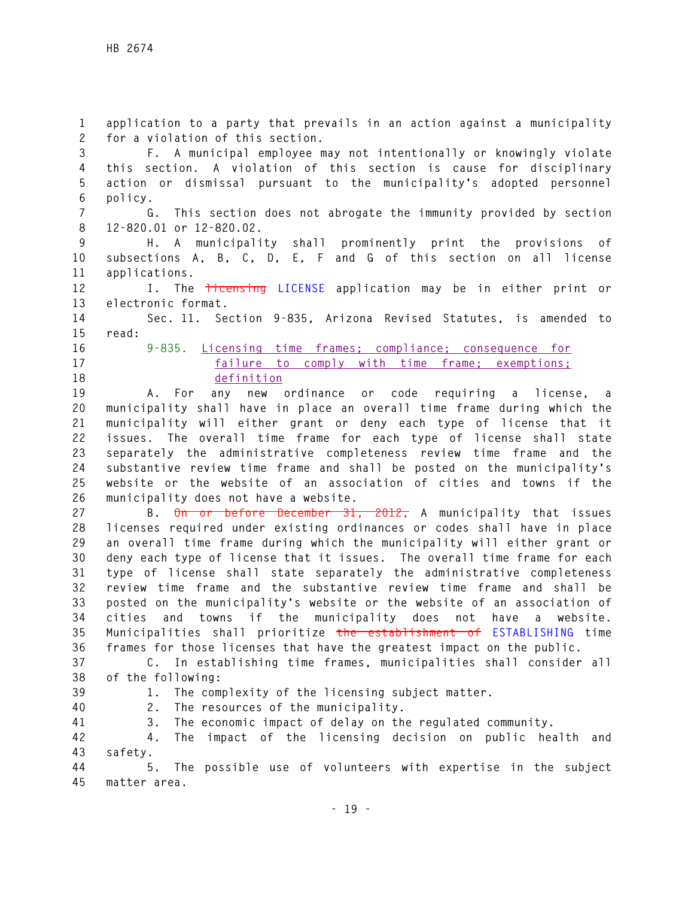application to a party that prevails in an action against a municipality for a violation of this section.

F. A municipal employee may not intentionally or knowingly violate this section. A violation of this section is cause for disciplinary action or dismissal pursuant to the municipality's adopted personnel policy.

G. This section does not abrogate the immunity provided by section 12-820.01 or 12-820.02.

H. A municipality shall prominently print the provisions of subsections A, B, C, D, E, F and G of this section on all license applications.

I. The ~~licensing~~ LICENSE application may be in either print or electronic format.

Sec. 11. Section 9-835, Arizona Revised Statutes, is amended to read:

9-835. Licensing time frames; compliance; consequence for failure to comply with time frame; exemptions; definition

A. For any new ordinance or code requiring a license, a municipality shall have in place an overall time frame during which the municipality will either grant or deny each type of license that it issues. The overall time frame for each type of license shall state separately the administrative completeness review time frame and the substantive review time frame and shall be posted on the municipality's website or the website of an association of cities and towns if the municipality does not have a website.

B. ~~On or before December 31, 2012,~~ A municipality that issues licenses required under existing ordinances or codes shall have in place an overall time frame during which the municipality will either grant or deny each type of license that it issues. The overall time frame for each type of license shall state separately the administrative completeness review time frame and the substantive review time frame and shall be posted on the municipality's website or the website of an association of cities and towns if the municipality does not have a website. Municipalities shall prioritize ~~the establishment of~~ ESTABLISHING time frames for those licenses that have the greatest impact on the public.

C. In establishing time frames, municipalities shall consider all of the following:

1. The complexity of the licensing subject matter.

2. The resources of the municipality.

3. The economic impact of delay on the regulated community.

4. The impact of the licensing decision on public health and safety.

5. The possible use of volunteers with expertise in the subject matter area.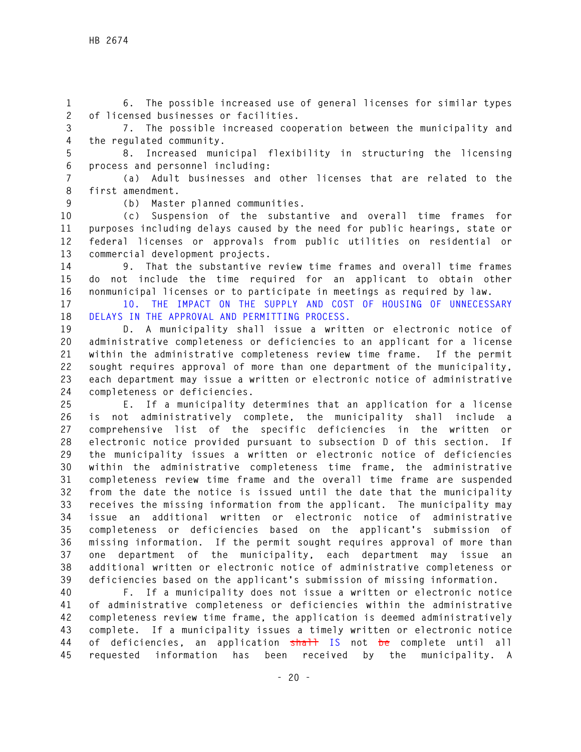6. The possible increased use of general licenses for similar types of licensed businesses or facilities.

7. The possible increased cooperation between the municipality and the regulated community.

8. Increased municipal flexibility in structuring the licensing process and personnel including:

(a) Adult businesses and other licenses that are related to the first amendment.

(b) Master planned communities.

(c) Suspension of the substantive and overall time frames for purposes including delays caused by the need for public hearings, state or federal licenses or approvals from public utilities on residential or commercial development projects.

9. That the substantive review time frames and overall time frames do not include the time required for an applicant to obtain other nonmunicipal licenses or to participate in meetings as required by law.

10. THE IMPACT ON THE SUPPLY AND COST OF HOUSING OF UNNECESSARY DELAYS IN THE APPROVAL AND PERMITTING PROCESS.

D. A municipality shall issue a written or electronic notice of administrative completeness or deficiencies to an applicant for a license within the administrative completeness review time frame. If the permit sought requires approval of more than one department of the municipality, each department may issue a written or electronic notice of administrative completeness or deficiencies.

E. If a municipality determines that an application for a license is not administratively complete, the municipality shall include a comprehensive list of the specific deficiencies in the written or electronic notice provided pursuant to subsection D of this section. If the municipality issues a written or electronic notice of deficiencies within the administrative completeness time frame, the administrative completeness review time frame and the overall time frame are suspended from the date the notice is issued until the date that the municipality receives the missing information from the applicant. The municipality may issue an additional written or electronic notice of administrative completeness or deficiencies based on the applicant's submission of missing information. If the permit sought requires approval of more than one department of the municipality, each department may issue an additional written or electronic notice of administrative completeness or deficiencies based on the applicant's submission of missing information.

F. If a municipality does not issue a written or electronic notice of administrative completeness or deficiencies within the administrative completeness review time frame, the application is deemed administratively complete. If a municipality issues a timely written or electronic notice of deficiencies, an application ~~shall~~ IS not ~~be~~ complete until all requested information has been received by the municipality. A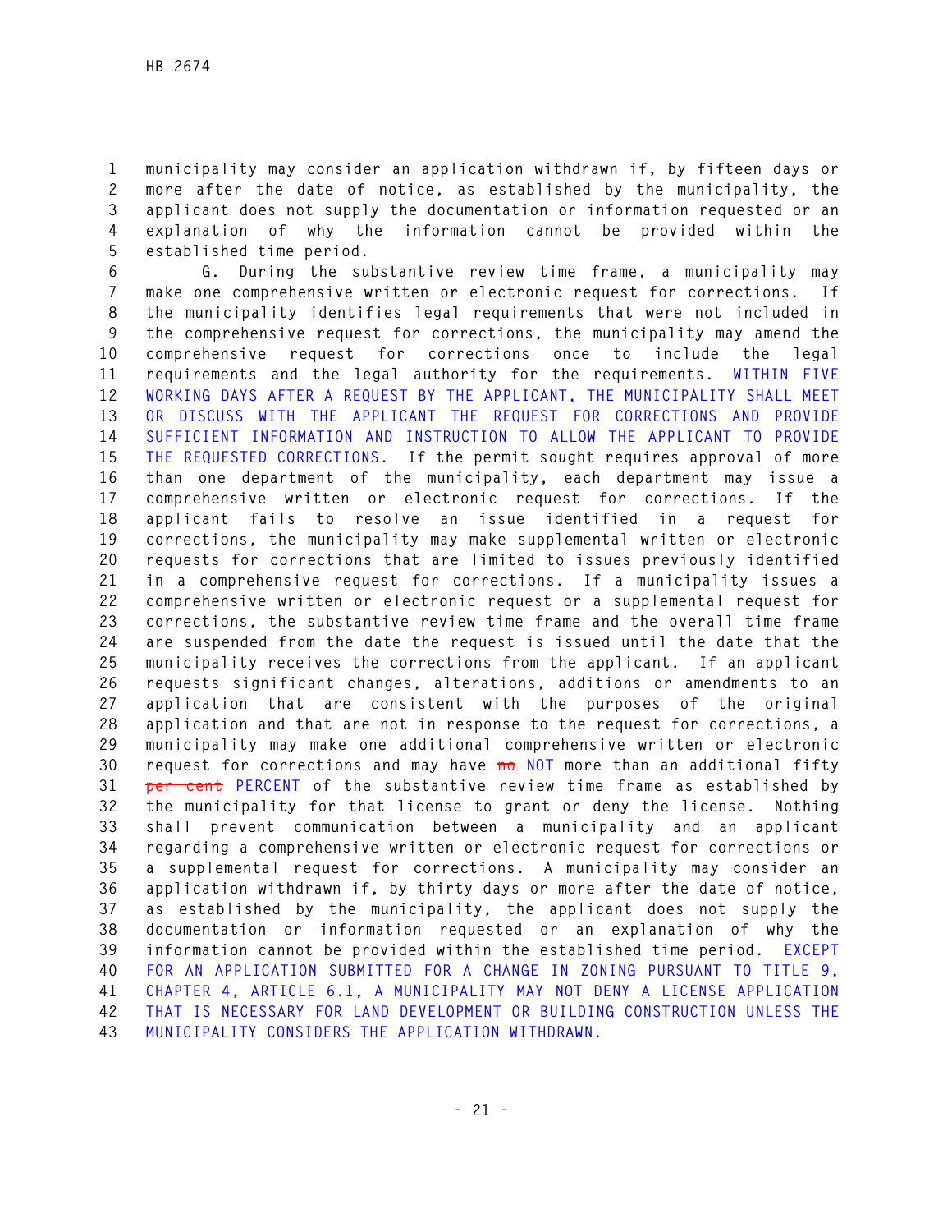municipality may consider an application withdrawn if, by fifteen days or more after the date of notice, as established by the municipality, the applicant does not supply the documentation or information requested or an explanation of why the information cannot be provided within the established time period.

G. During the substantive review time frame, a municipality may make one comprehensive written or electronic request for corrections. If the municipality identifies legal requirements that were not included in the comprehensive request for corrections, the municipality may amend the comprehensive request for corrections once to include the legal requirements and the legal authority for the requirements. WITHIN FIVE WORKING DAYS AFTER A REQUEST BY THE APPLICANT, THE MUNICIPALITY SHALL MEET OR DISCUSS WITH THE APPLICANT THE REQUEST FOR CORRECTIONS AND PROVIDE SUFFICIENT INFORMATION AND INSTRUCTION TO ALLOW THE APPLICANT TO PROVIDE THE REQUESTED CORRECTIONS. If the permit sought requires approval of more than one department of the municipality, each department may issue a comprehensive written or electronic request for corrections. If the applicant fails to resolve an issue identified in a request for corrections, the municipality may make supplemental written or electronic requests for corrections that are limited to issues previously identified in a comprehensive request for corrections. If a municipality issues a comprehensive written or electronic request or a supplemental request for corrections, the substantive review time frame and the overall time frame are suspended from the date the request is issued until the date that the municipality receives the corrections from the applicant. If an applicant requests significant changes, alterations, additions or amendments to an application that are consistent with the purposes of the original application and that are not in response to the request for corrections, a municipality may make one additional comprehensive written or electronic request for corrections and may have ~~no~~ NOT more than an additional fifty ~~per cent~~ PERCENT of the substantive review time frame as established by the municipality for that license to grant or deny the license. Nothing shall prevent communication between a municipality and an applicant regarding a comprehensive written or electronic request for corrections or a supplemental request for corrections. A municipality may consider an application withdrawn if, by thirty days or more after the date of notice, as established by the municipality, the applicant does not supply the documentation or information requested or an explanation of why the information cannot be provided within the established time period. EXCEPT FOR AN APPLICATION SUBMITTED FOR A CHANGE IN ZONING PURSUANT TO TITLE 9, CHAPTER 4, ARTICLE 6.1, A MUNICIPALITY MAY NOT DENY A LICENSE APPLICATION THAT IS NECESSARY FOR LAND DEVELOPMENT OR BUILDING CONSTRUCTION UNLESS THE MUNICIPALITY CONSIDERS THE APPLICATION WITHDRAWN.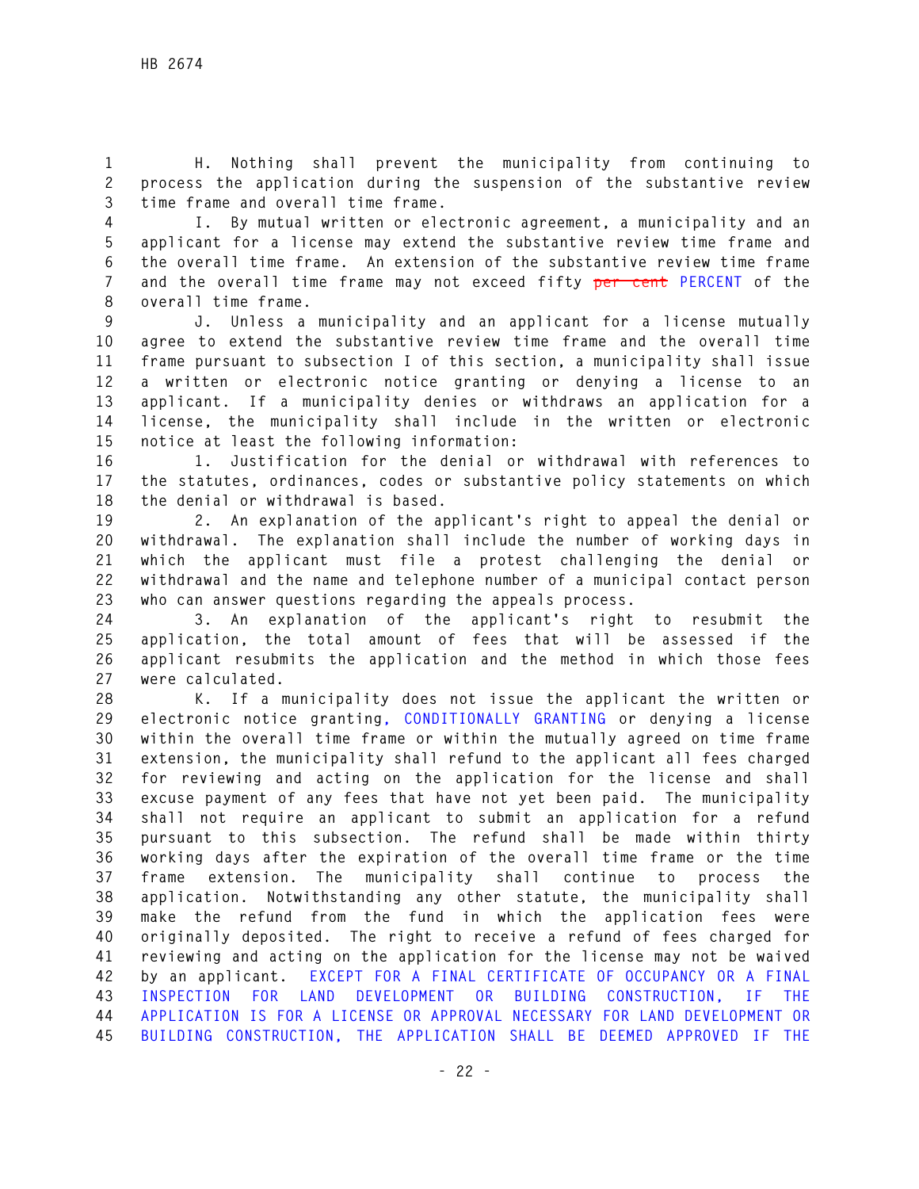H. Nothing shall prevent the municipality from continuing to process the application during the suspension of the substantive review time frame and overall time frame.

I. By mutual written or electronic agreement, a municipality and an applicant for a license may extend the substantive review time frame and the overall time frame. An extension of the substantive review time frame and the overall time frame may not exceed fifty ~~per cent~~ PERCENT of the overall time frame.

J. Unless a municipality and an applicant for a license mutually agree to extend the substantive review time frame and the overall time frame pursuant to subsection I of this section, a municipality shall issue a written or electronic notice granting or denying a license to an applicant. If a municipality denies or withdraws an application for a license, the municipality shall include in the written or electronic notice at least the following information:

1. Justification for the denial or withdrawal with references to the statutes, ordinances, codes or substantive policy statements on which the denial or withdrawal is based.

2. An explanation of the applicant's right to appeal the denial or withdrawal. The explanation shall include the number of working days in which the applicant must file a protest challenging the denial or withdrawal and the name and telephone number of a municipal contact person who can answer questions regarding the appeals process.

3. An explanation of the applicant's right to resubmit the application, the total amount of fees that will be assessed if the applicant resubmits the application and the method in which those fees were calculated.

K. If a municipality does not issue the applicant the written or electronic notice granting, CONDITIONALLY GRANTING or denying a license within the overall time frame or within the mutually agreed on time frame extension, the municipality shall refund to the applicant all fees charged for reviewing and acting on the application for the license and shall excuse payment of any fees that have not yet been paid. The municipality shall not require an applicant to submit an application for a refund pursuant to this subsection. The refund shall be made within thirty working days after the expiration of the overall time frame or the time frame extension. The municipality shall continue to process the application. Notwithstanding any other statute, the municipality shall make the refund from the fund in which the application fees were originally deposited. The right to receive a refund of fees charged for reviewing and acting on the application for the license may not be waived by an applicant. EXCEPT FOR A FINAL CERTIFICATE OF OCCUPANCY OR A FINAL INSPECTION FOR LAND DEVELOPMENT OR BUILDING CONSTRUCTION, IF THE APPLICATION IS FOR A LICENSE OR APPROVAL NECESSARY FOR LAND DEVELOPMENT OR BUILDING CONSTRUCTION, THE APPLICATION SHALL BE DEEMED APPROVED IF THE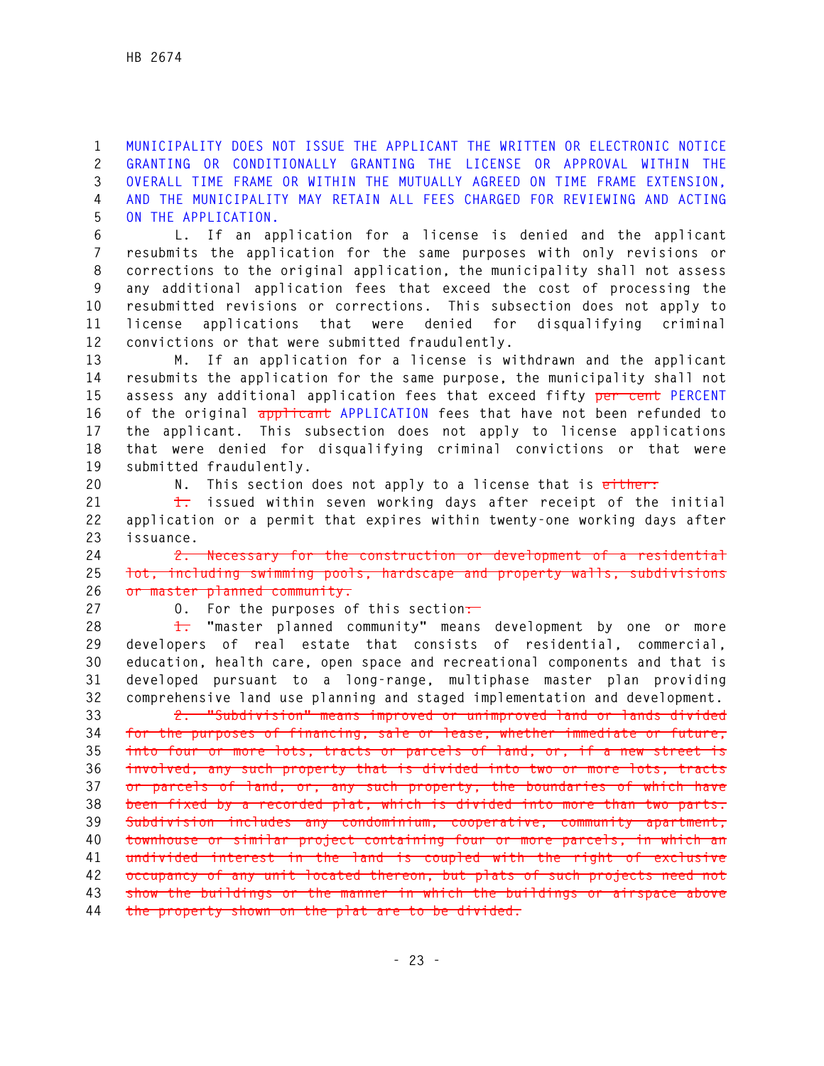MUNICIPALITY DOES NOT ISSUE THE APPLICANT THE WRITTEN OR ELECTRONIC NOTICE GRANTING OR CONDITIONALLY GRANTING THE LICENSE OR APPROVAL WITHIN THE OVERALL TIME FRAME OR WITHIN THE MUTUALLY AGREED ON TIME FRAME EXTENSION, AND THE MUNICIPALITY MAY RETAIN ALL FEES CHARGED FOR REVIEWING AND ACTING ON THE APPLICATION.

L. If an application for a license is denied and the applicant resubmits the application for the same purposes with only revisions or corrections to the original application, the municipality shall not assess any additional application fees that exceed the cost of processing the resubmitted revisions or corrections. This subsection does not apply to license applications that were denied for disqualifying criminal convictions or that were submitted fraudulently.

M. If an application for a license is withdrawn and the applicant resubmits the application for the same purpose, the municipality shall not assess any additional application fees that exceed fifty ~~per cent~~ PERCENT of the original ~~applicant~~ APPLICATION fees that have not been refunded to the applicant. This subsection does not apply to license applications that were denied for disqualifying criminal convictions or that were submitted fraudulently.

N. This section does not apply to a license that is ~~either:~~

~~1.~~ issued within seven working days after receipt of the initial application or a permit that expires within twenty-one working days after issuance.

~~2. Necessary for the construction or development of a residential lot, including swimming pools, hardscape and property walls, subdivisions or master planned community.~~

O. For the purposes of this section~~:~~

~~1.~~ "master planned community" means development by one or more developers of real estate that consists of residential, commercial, education, health care, open space and recreational components and that is developed pursuant to a long-range, multiphase master plan providing comprehensive land use planning and staged implementation and development.

~~2. "Subdivision" means improved or unimproved land or lands divided for the purposes of financing, sale or lease, whether immediate or future, into four or more lots, tracts or parcels of land, or, if a new street is involved, any such property that is divided into two or more lots, tracts or parcels of land, or, any such property, the boundaries of which have been fixed by a recorded plat, which is divided into more than two parts. Subdivision includes any condominium, cooperative, community apartment, townhouse or similar project containing four or more parcels, in which an undivided interest in the land is coupled with the right of exclusive occupancy of any unit located thereon, but plats of such projects need not show the buildings or the manner in which the buildings or airspace above the property shown on the plat are to be divided.~~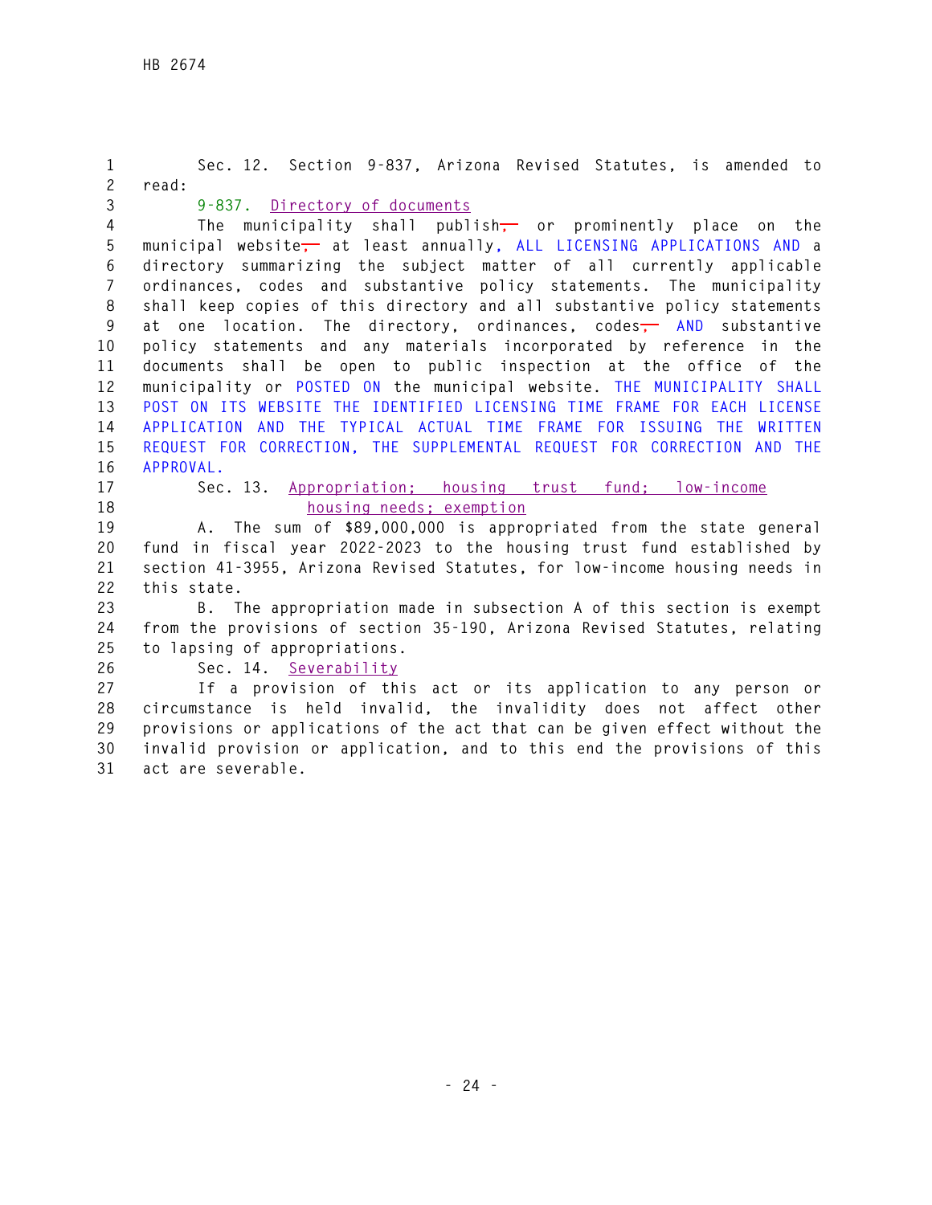Sec. 12. Section 9-837, Arizona Revised Statutes, is amended to read:

9-837. Directory of documents

The municipality shall publish~~,~~ or prominently place on the municipal website~~,~~ at least annually, ALL LICENSING APPLICATIONS AND a directory summarizing the subject matter of all currently applicable ordinances, codes and substantive policy statements. The municipality shall keep copies of this directory and all substantive policy statements at one location. The directory, ordinances, codes~~,~~ AND substantive policy statements and any materials incorporated by reference in the documents shall be open to public inspection at the office of the municipality or POSTED ON the municipal website. THE MUNICIPALITY SHALL POST ON ITS WEBSITE THE IDENTIFIED LICENSING TIME FRAME FOR EACH LICENSE APPLICATION AND THE TYPICAL ACTUAL TIME FRAME FOR ISSUING THE WRITTEN REQUEST FOR CORRECTION, THE SUPPLEMENTAL REQUEST FOR CORRECTION AND THE APPROVAL.

Sec. 13. Appropriation; housing trust fund; low-income housing needs; exemption

A. The sum of $89,000,000 is appropriated from the state general fund in fiscal year 2022-2023 to the housing trust fund established by section 41-3955, Arizona Revised Statutes, for low-income housing needs in this state.

B. The appropriation made in subsection A of this section is exempt from the provisions of section 35-190, Arizona Revised Statutes, relating to lapsing of appropriations.

Sec. 14. Severability

If a provision of this act or its application to any person or circumstance is held invalid, the invalidity does not affect other provisions or applications of the act that can be given effect without the invalid provision or application, and to this end the provisions of this act are severable.